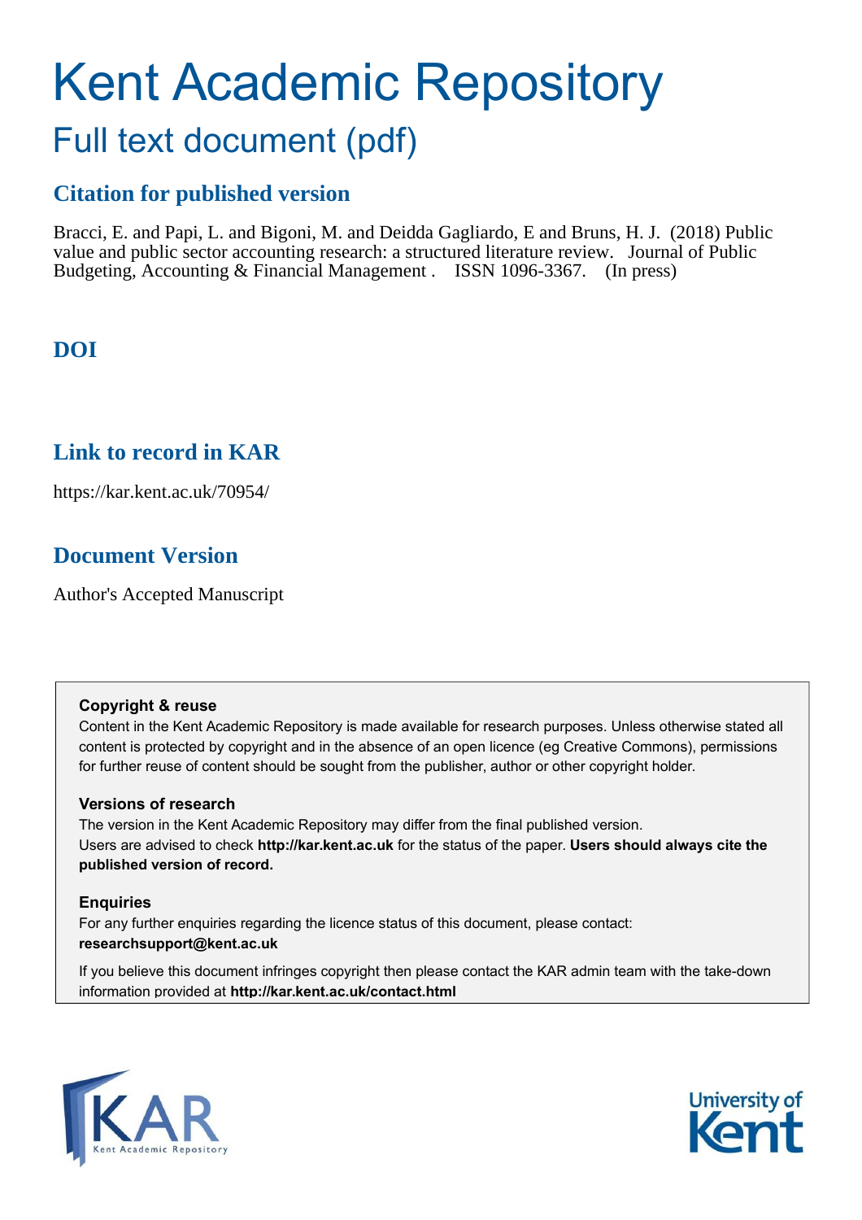# Kent Academic Repository

## Full text document (pdf)

### Citation for published version

Bracci, E. and Papi, L. and Bigoni, M. and Deidda Gagliardo, E and Bruns, H. J. (2018) Public value and public sector accounting research: a structured literature review. Journal of Public Budgeting, Accounting & Financial Management . ISSN 1096-3367. (In press)

### DOI

### Link to record in KAR

https://kar.kent.ac.uk/70954/

### Document Version

Author's Accepted Manuscript

**Copyright & reuse**

Content in the Kent Academic Repository is made available for research purposes. Unless otherwise stated all content is protected by copyright and in the absence of an open licence (eg Creative Commons), permissions for further reuse of content should be sought from the publisher, author or other copyright holder.

**Versions of research**

The version in the Kent Academic Repository may differ from the final published version. Users are advised to check **http://kar.kent.ac.uk** for the status of the paper. **Users should always cite the published version of record.**

**Enquiries**

For any further enquiries regarding the licence status of this document, please contact: **researchsupport@kent.ac.uk**

If you believe this document infringes copyright then please contact the KAR admin team with the take-down information provided at **http://kar.kent.ac.uk/contact.html**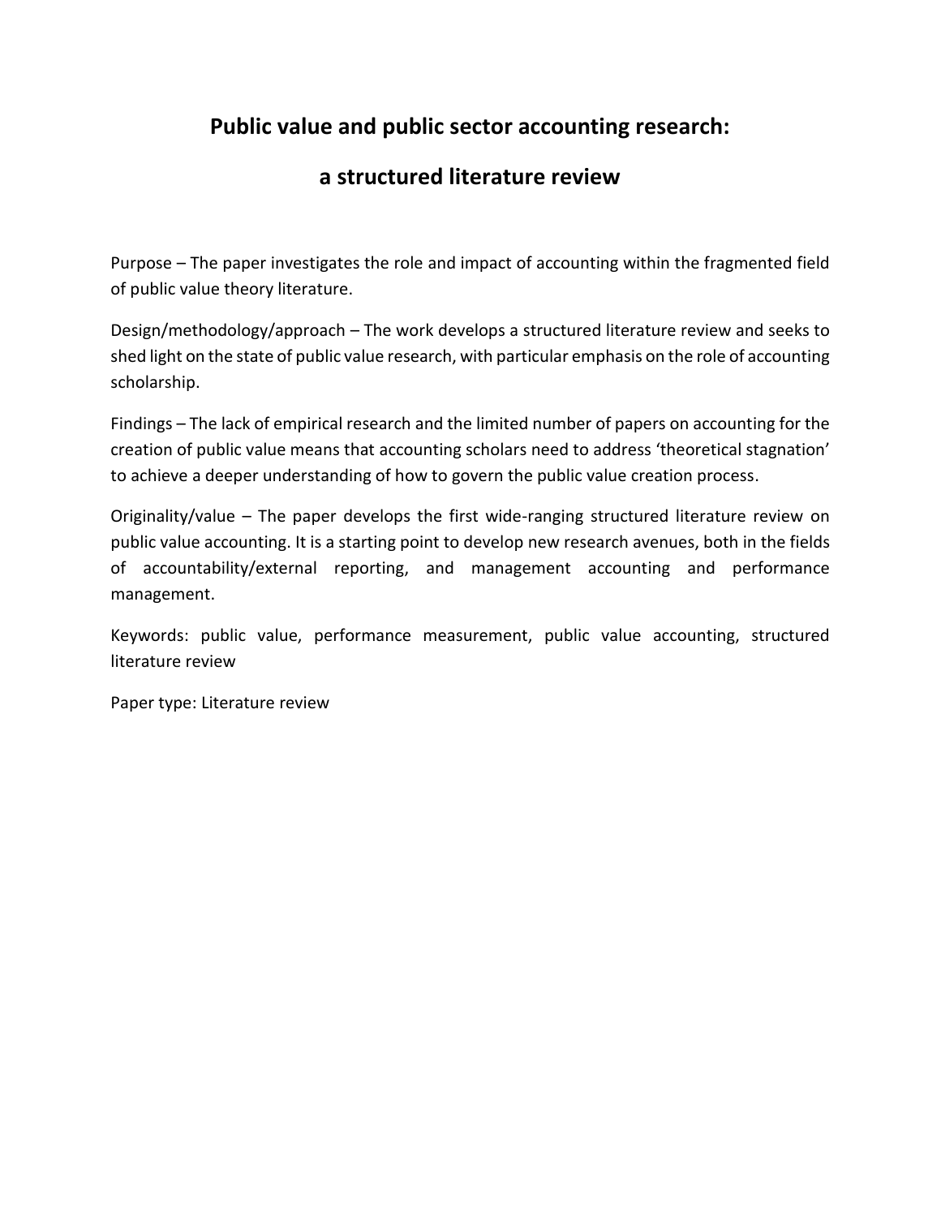# Public value and public sector accounting research: a structured literature review

Purpose – The paper investigates the role and impact of accounting within the fragmented field of public value theory literature.

Design/methodology/approach – The work develops a structured literature review and seeks to shed light on the state of public value research, with particular emphasis on the role of accounting scholarship.

Findings – The lack of empirical research and the limited number of papers on accounting for the creation of public value means that accounting scholars need to address 'theoretical stagnation' to achieve a deeper understanding of how to govern the public value creation process.

Originality/value – The paper develops the first wide-ranging structured literature review on public value accounting. It is a starting point to develop new research avenues, both in the fields of accountability/external reporting, and management accounting and performance management.

Keywords: public value, performance measurement, public value accounting, structured literature review

Paper type: Literature review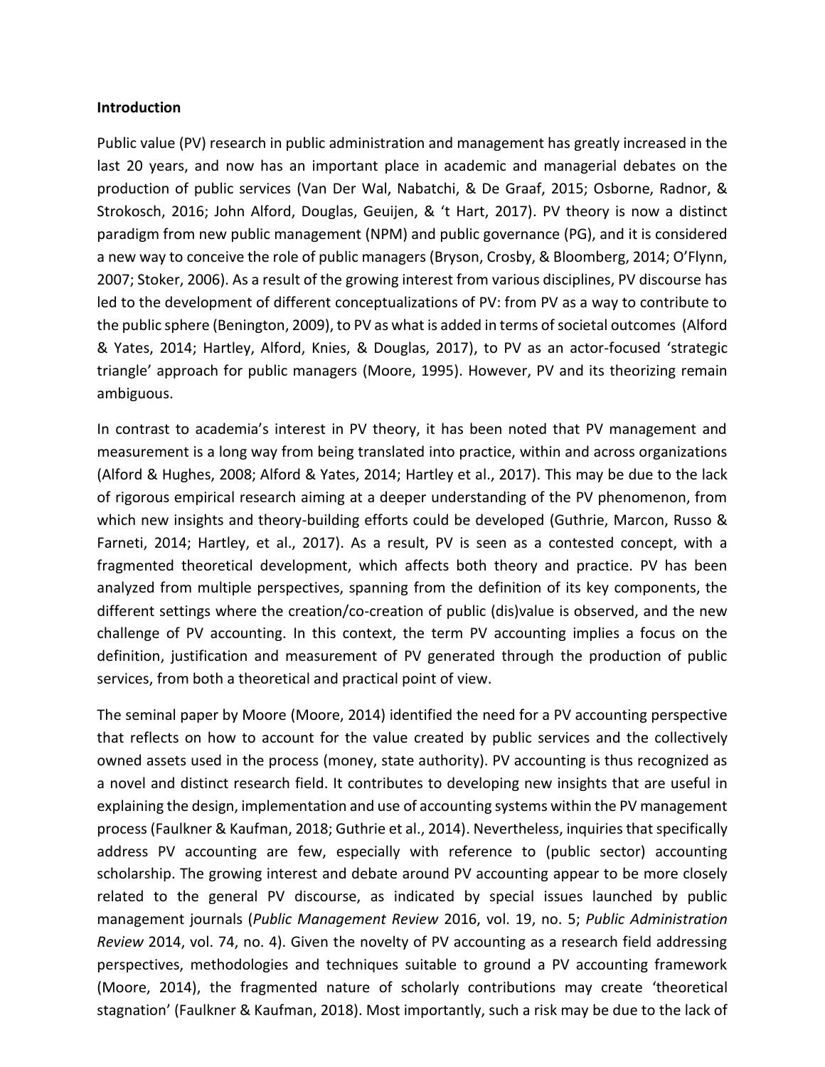**Introduction**

Public value (PV) research in public administration and management has greatly increased in the last 20 years, and now has an important place in academic and managerial debates on the production of public services (Van Der Wal, Nabatchi, & De Graaf, 2015; Osborne, Radnor, & Strokosch, 2016; John Alford, Douglas, Geuijen, & 't Hart, 2017). PV theory is now a distinct paradigm from new public management (NPM) and public governance (PG), and it is considered a new way to conceive the role of public managers (Bryson, Crosby, & Bloomberg, 2014; O'Flynn, 2007; Stoker, 2006). As a result of the growing interest from various disciplines, PV discourse has led to the development of different conceptualizations of PV: from PV as a way to contribute to the public sphere (Benington, 2009), to PV as what is added in terms of societal outcomes (Alford & Yates, 2014; Hartley, Alford, Knies, & Douglas, 2017), to PV as an actor-focused 'strategic triangle' approach for public managers (Moore, 1995). However, PV and its theorizing remain ambiguous.

In contrast to academia's interest in PV theory, it has been noted that PV management and measurement is a long way from being translated into practice, within and across organizations (Alford & Hughes, 2008; Alford & Yates, 2014; Hartley et al., 2017). This may be due to the lack of rigorous empirical research aiming at a deeper understanding of the PV phenomenon, from which new insights and theory-building efforts could be developed (Guthrie, Marcon, Russo & Farneti, 2014; Hartley, et al., 2017). As a result, PV is seen as a contested concept, with a fragmented theoretical development, which affects both theory and practice. PV has been analyzed from multiple perspectives, spanning from the definition of its key components, the different settings where the creation/co-creation of public (dis)value is observed, and the new challenge of PV accounting. In this context, the term PV accounting implies a focus on the definition, justification and measurement of PV generated through the production of public services, from both a theoretical and practical point of view.

The seminal paper by Moore (Moore, 2014) identified the need for a PV accounting perspective that reflects on how to account for the value created by public services and the collectively owned assets used in the process (money, state authority). PV accounting is thus recognized as a novel and distinct research field. It contributes to developing new insights that are useful in explaining the design, implementation and use of accounting systems within the PV management process (Faulkner & Kaufman, 2018; Guthrie et al., 2014). Nevertheless, inquiries that specifically address PV accounting are few, especially with reference to (public sector) accounting scholarship. The growing interest and debate around PV accounting appear to be more closely related to the general PV discourse, as indicated by special issues launched by public management journals (*Public Management Review* 2016, vol. 19, no. 5; *Public Administration Review* 2014, vol. 74, no. 4). Given the novelty of PV accounting as a research field addressing perspectives, methodologies and techniques suitable to ground a PV accounting framework (Moore, 2014), the fragmented nature of scholarly contributions may create 'theoretical stagnation' (Faulkner & Kaufman, 2018). Most importantly, such a risk may be due to the lack of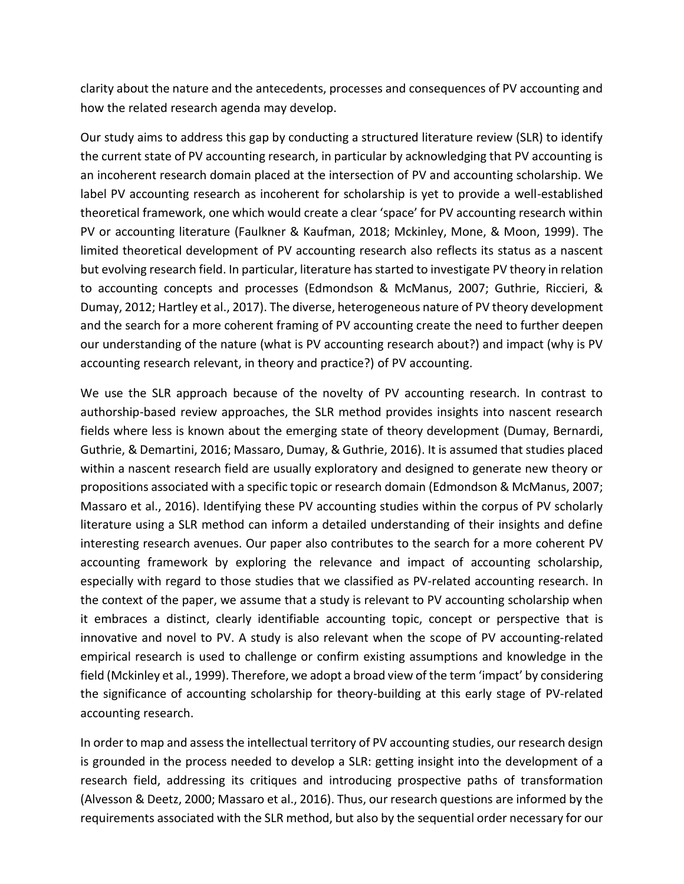clarity about the nature and the antecedents, processes and consequences of PV accounting and how the related research agenda may develop.

Our study aims to address this gap by conducting a structured literature review (SLR) to identify the current state of PV accounting research, in particular by acknowledging that PV accounting is an incoherent research domain placed at the intersection of PV and accounting scholarship. We label PV accounting research as incoherent for scholarship is yet to provide a well-established theoretical framework, one which would create a clear 'space' for PV accounting research within PV or accounting literature (Faulkner & Kaufman, 2018; Mckinley, Mone, & Moon, 1999). The limited theoretical development of PV accounting research also reflects its status as a nascent but evolving research field. In particular, literature has started to investigate PV theory in relation to accounting concepts and processes (Edmondson & McManus, 2007; Guthrie, Riccieri, & Dumay, 2012; Hartley et al., 2017). The diverse, heterogeneous nature of PV theory development and the search for a more coherent framing of PV accounting create the need to further deepen our understanding of the nature (what is PV accounting research about?) and impact (why is PV accounting research relevant, in theory and practice?) of PV accounting.

We use the SLR approach because of the novelty of PV accounting research. In contrast to authorship-based review approaches, the SLR method provides insights into nascent research fields where less is known about the emerging state of theory development (Dumay, Bernardi, Guthrie, & Demartini, 2016; Massaro, Dumay, & Guthrie, 2016). It is assumed that studies placed within a nascent research field are usually exploratory and designed to generate new theory or propositions associated with a specific topic or research domain (Edmondson & McManus, 2007; Massaro et al., 2016). Identifying these PV accounting studies within the corpus of PV scholarly literature using a SLR method can inform a detailed understanding of their insights and define interesting research avenues. Our paper also contributes to the search for a more coherent PV accounting framework by exploring the relevance and impact of accounting scholarship, especially with regard to those studies that we classified as PV-related accounting research. In the context of the paper, we assume that a study is relevant to PV accounting scholarship when it embraces a distinct, clearly identifiable accounting topic, concept or perspective that is innovative and novel to PV. A study is also relevant when the scope of PV accounting-related empirical research is used to challenge or confirm existing assumptions and knowledge in the field (Mckinley et al., 1999). Therefore, we adopt a broad view of the term 'impact' by considering the significance of accounting scholarship for theory-building at this early stage of PV-related accounting research.

In order to map and assess the intellectual territory of PV accounting studies, our research design is grounded in the process needed to develop a SLR: getting insight into the development of a research field, addressing its critiques and introducing prospective paths of transformation (Alvesson & Deetz, 2000; Massaro et al., 2016). Thus, our research questions are informed by the requirements associated with the SLR method, but also by the sequential order necessary for our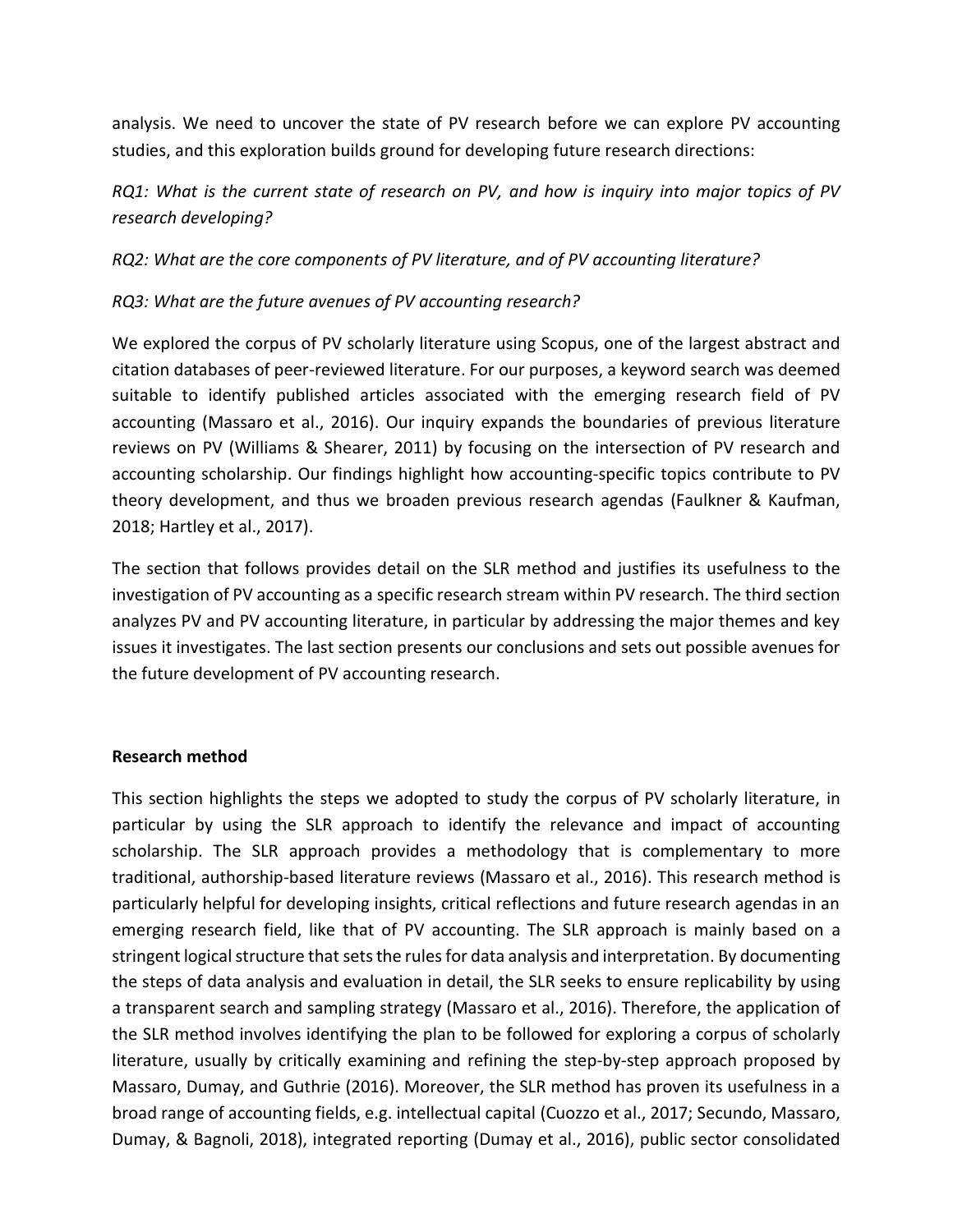analysis. We need to uncover the state of PV research before we can explore PV accounting studies, and this exploration builds ground for developing future research directions:

*RQ1: What is the current state of research on PV, and how is inquiry into major topics of PV research developing?*

*RQ2: What are the core components of PV literature, and of PV accounting literature?*

*RQ3: What are the future avenues of PV accounting research?*

We explored the corpus of PV scholarly literature using Scopus, one of the largest abstract and citation databases of peer-reviewed literature. For our purposes, a keyword search was deemed suitable to identify published articles associated with the emerging research field of PV accounting (Massaro et al., 2016). Our inquiry expands the boundaries of previous literature reviews on PV (Williams & Shearer, 2011) by focusing on the intersection of PV research and accounting scholarship. Our findings highlight how accounting-specific topics contribute to PV theory development, and thus we broaden previous research agendas (Faulkner & Kaufman, 2018; Hartley et al., 2017).

The section that follows provides detail on the SLR method and justifies its usefulness to the investigation of PV accounting as a specific research stream within PV research. The third section analyzes PV and PV accounting literature, in particular by addressing the major themes and key issues it investigates. The last section presents our conclusions and sets out possible avenues for the future development of PV accounting research.

**Research method**

This section highlights the steps we adopted to study the corpus of PV scholarly literature, in particular by using the SLR approach to identify the relevance and impact of accounting scholarship. The SLR approach provides a methodology that is complementary to more traditional, authorship-based literature reviews (Massaro et al., 2016). This research method is particularly helpful for developing insights, critical reflections and future research agendas in an emerging research field, like that of PV accounting. The SLR approach is mainly based on a stringent logical structure that sets the rules for data analysis and interpretation. By documenting the steps of data analysis and evaluation in detail, the SLR seeks to ensure replicability by using a transparent search and sampling strategy (Massaro et al., 2016). Therefore, the application of the SLR method involves identifying the plan to be followed for exploring a corpus of scholarly literature, usually by critically examining and refining the step-by-step approach proposed by Massaro, Dumay, and Guthrie (2016). Moreover, the SLR method has proven its usefulness in a broad range of accounting fields, e.g. intellectual capital (Cuozzo et al., 2017; Secundo, Massaro, Dumay, & Bagnoli, 2018), integrated reporting (Dumay et al., 2016), public sector consolidated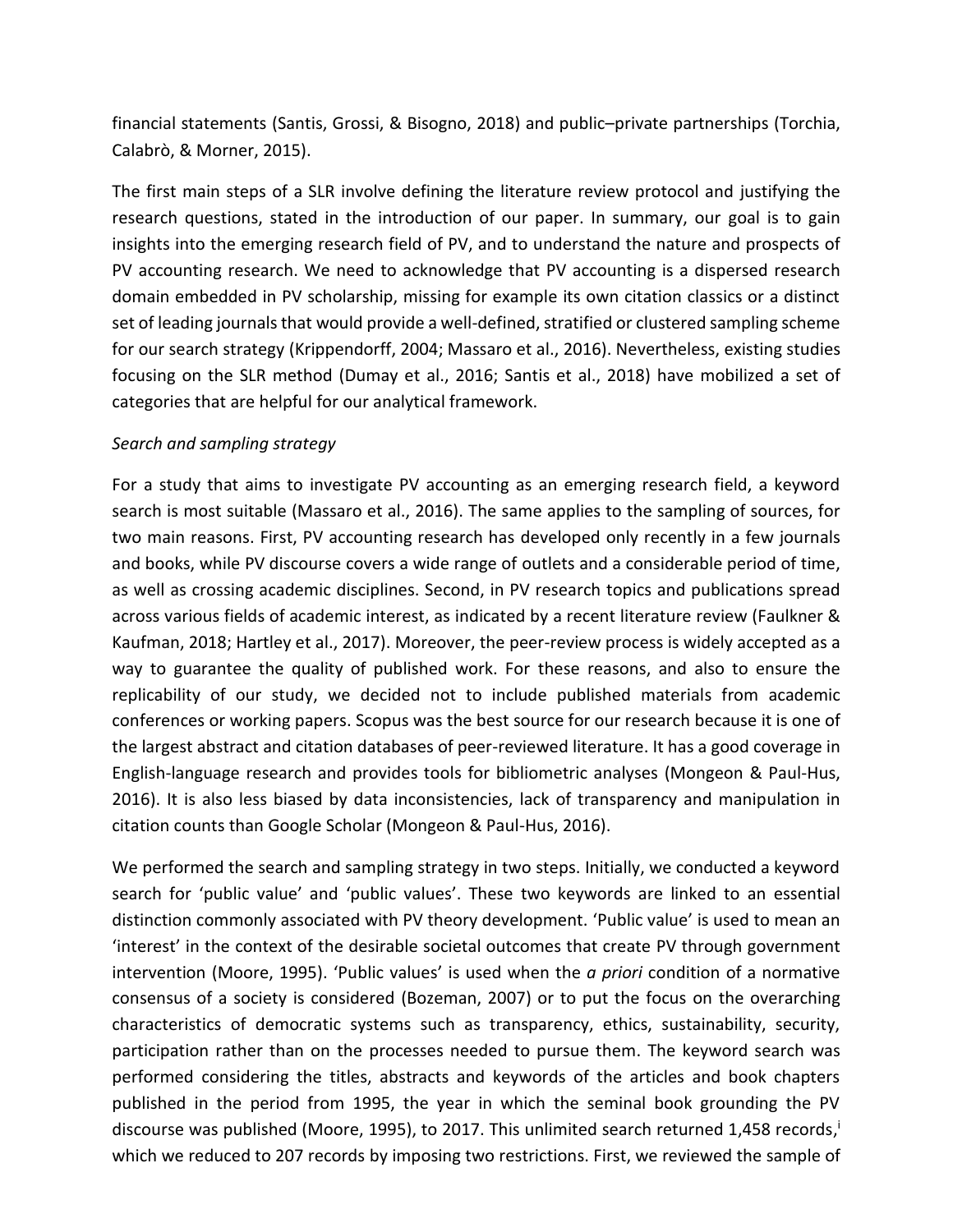financial statements (Santis, Grossi, & Bisogno, 2018) and public–private partnerships (Torchia, Calabrò, & Morner, 2015).

The first main steps of a SLR involve defining the literature review protocol and justifying the research questions, stated in the introduction of our paper. In summary, our goal is to gain insights into the emerging research field of PV, and to understand the nature and prospects of PV accounting research. We need to acknowledge that PV accounting is a dispersed research domain embedded in PV scholarship, missing for example its own citation classics or a distinct set of leading journals that would provide a well-defined, stratified or clustered sampling scheme for our search strategy (Krippendorff, 2004; Massaro et al., 2016). Nevertheless, existing studies focusing on the SLR method (Dumay et al., 2016; Santis et al., 2018) have mobilized a set of categories that are helpful for our analytical framework.

*Search and sampling strategy*

For a study that aims to investigate PV accounting as an emerging research field, a keyword search is most suitable (Massaro et al., 2016). The same applies to the sampling of sources, for two main reasons. First, PV accounting research has developed only recently in a few journals and books, while PV discourse covers a wide range of outlets and a considerable period of time, as well as crossing academic disciplines. Second, in PV research topics and publications spread across various fields of academic interest, as indicated by a recent literature review (Faulkner & Kaufman, 2018; Hartley et al., 2017). Moreover, the peer-review process is widely accepted as a way to guarantee the quality of published work. For these reasons, and also to ensure the replicability of our study, we decided not to include published materials from academic conferences or working papers. Scopus was the best source for our research because it is one of the largest abstract and citation databases of peer-reviewed literature. It has a good coverage in English-language research and provides tools for bibliometric analyses (Mongeon & Paul-Hus, 2016). It is also less biased by data inconsistencies, lack of transparency and manipulation in citation counts than Google Scholar (Mongeon & Paul-Hus, 2016).

We performed the search and sampling strategy in two steps. Initially, we conducted a keyword search for 'public value' and 'public values'. These two keywords are linked to an essential distinction commonly associated with PV theory development. 'Public value' is used to mean an 'interest' in the context of the desirable societal outcomes that create PV through government intervention (Moore, 1995). 'Public values' is used when the *a priori* condition of a normative consensus of a society is considered (Bozeman, 2007) or to put the focus on the overarching characteristics of democratic systems such as transparency, ethics, sustainability, security, participation rather than on the processes needed to pursue them. The keyword search was performed considering the titles, abstracts and keywords of the articles and book chapters published in the period from 1995, the year in which the seminal book grounding the PV discourse was published (Moore, 1995), to 2017. This unlimited search returned 1,458 records,[i] which we reduced to 207 records by imposing two restrictions. First, we reviewed the sample of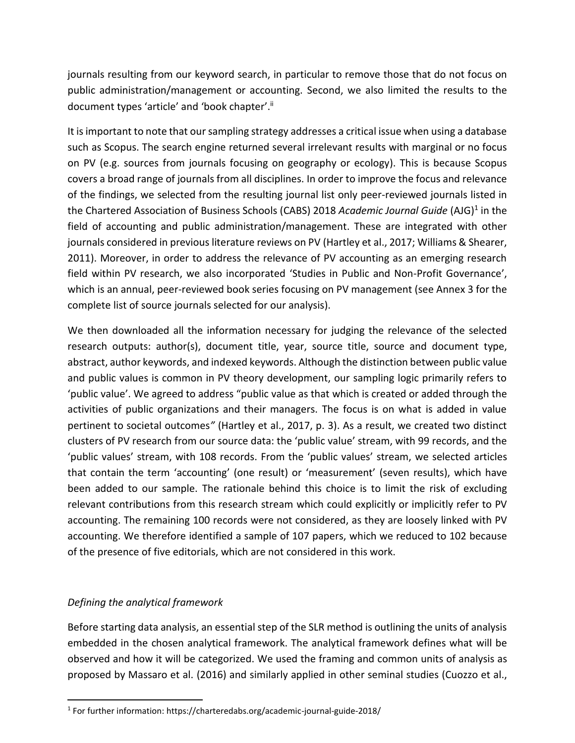journals resulting from our keyword search, in particular to remove those that do not focus on public administration/management or accounting. Second, we also limited the results to the document types 'article' and 'book chapter'.[ii]

It is important to note that our sampling strategy addresses a critical issue when using a database such as Scopus. The search engine returned several irrelevant results with marginal or no focus on PV (e.g. sources from journals focusing on geography or ecology). This is because Scopus covers a broad range of journals from all disciplines. In order to improve the focus and relevance of the findings, we selected from the resulting journal list only peer-reviewed journals listed in the Chartered Association of Business Schools (CABS) 2018 *Academic Journal Guide* (AJG)[1] in the field of accounting and public administration/management. These are integrated with other journals considered in previous literature reviews on PV (Hartley et al., 2017; Williams & Shearer, 2011). Moreover, in order to address the relevance of PV accounting as an emerging research field within PV research, we also incorporated 'Studies in Public and Non-Profit Governance', which is an annual, peer-reviewed book series focusing on PV management (see Annex 3 for the complete list of source journals selected for our analysis).

We then downloaded all the information necessary for judging the relevance of the selected research outputs: author(s), document title, year, source title, source and document type, abstract, author keywords, and indexed keywords. Although the distinction between public value and public values is common in PV theory development, our sampling logic primarily refers to 'public value'. We agreed to address "public value as that which is created or added through the activities of public organizations and their managers. The focus is on what is added in value pertinent to societal outcomes" (Hartley et al., 2017, p. 3). As a result, we created two distinct clusters of PV research from our source data: the 'public value' stream, with 99 records, and the 'public values' stream, with 108 records. From the 'public values' stream, we selected articles that contain the term 'accounting' (one result) or 'measurement' (seven results), which have been added to our sample. The rationale behind this choice is to limit the risk of excluding relevant contributions from this research stream which could explicitly or implicitly refer to PV accounting. The remaining 100 records were not considered, as they are loosely linked with PV accounting. We therefore identified a sample of 107 papers, which we reduced to 102 because of the presence of five editorials, which are not considered in this work.

### *Defining the analytical framework*

Before starting data analysis, an essential step of the SLR method is outlining the units of analysis embedded in the chosen analytical framework. The analytical framework defines what will be observed and how it will be categorized. We used the framing and common units of analysis as proposed by Massaro et al. (2016) and similarly applied in other seminal studies (Cuozzo et al.,

[1] For further information: https://charteredabs.org/academic-journal-guide-2018/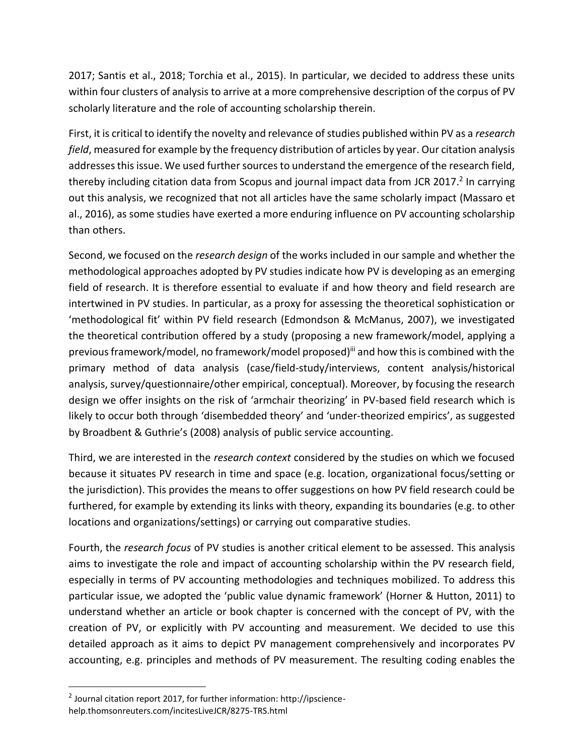2017; Santis et al., 2018; Torchia et al., 2015). In particular, we decided to address these units within four clusters of analysis to arrive at a more comprehensive description of the corpus of PV scholarly literature and the role of accounting scholarship therein.

First, it is critical to identify the novelty and relevance of studies published within PV as a *research field*, measured for example by the frequency distribution of articles by year. Our citation analysis addresses this issue. We used further sources to understand the emergence of the research field, thereby including citation data from Scopus and journal impact data from JCR 2017.[2] In carrying out this analysis, we recognized that not all articles have the same scholarly impact (Massaro et al., 2016), as some studies have exerted a more enduring influence on PV accounting scholarship than others.

Second, we focused on the *research design* of the works included in our sample and whether the methodological approaches adopted by PV studies indicate how PV is developing as an emerging field of research. It is therefore essential to evaluate if and how theory and field research are intertwined in PV studies. In particular, as a proxy for assessing the theoretical sophistication or 'methodological fit' within PV field research (Edmondson & McManus, 2007), we investigated the theoretical contribution offered by a study (proposing a new framework/model, applying a previous framework/model, no framework/model proposed)[iii] and how this is combined with the primary method of data analysis (case/field-study/interviews, content analysis/historical analysis, survey/questionnaire/other empirical, conceptual). Moreover, by focusing the research design we offer insights on the risk of 'armchair theorizing' in PV-based field research which is likely to occur both through 'disembedded theory' and 'under-theorized empirics', as suggested by Broadbent & Guthrie's (2008) analysis of public service accounting.

Third, we are interested in the *research context* considered by the studies on which we focused because it situates PV research in time and space (e.g. location, organizational focus/setting or the jurisdiction). This provides the means to offer suggestions on how PV field research could be furthered, for example by extending its links with theory, expanding its boundaries (e.g. to other locations and organizations/settings) or carrying out comparative studies.

Fourth, the *research focus* of PV studies is another critical element to be assessed. This analysis aims to investigate the role and impact of accounting scholarship within the PV research field, especially in terms of PV accounting methodologies and techniques mobilized. To address this particular issue, we adopted the 'public value dynamic framework' (Horner & Hutton, 2011) to understand whether an article or book chapter is concerned with the concept of PV, with the creation of PV, or explicitly with PV accounting and measurement. We decided to use this detailed approach as it aims to depict PV management comprehensively and incorporates PV accounting, e.g. principles and methods of PV measurement. The resulting coding enables the

[2] Journal citation report 2017, for further information: http://ipscience-help.thomsonreuters.com/incitesLiveJCR/8275-TRS.html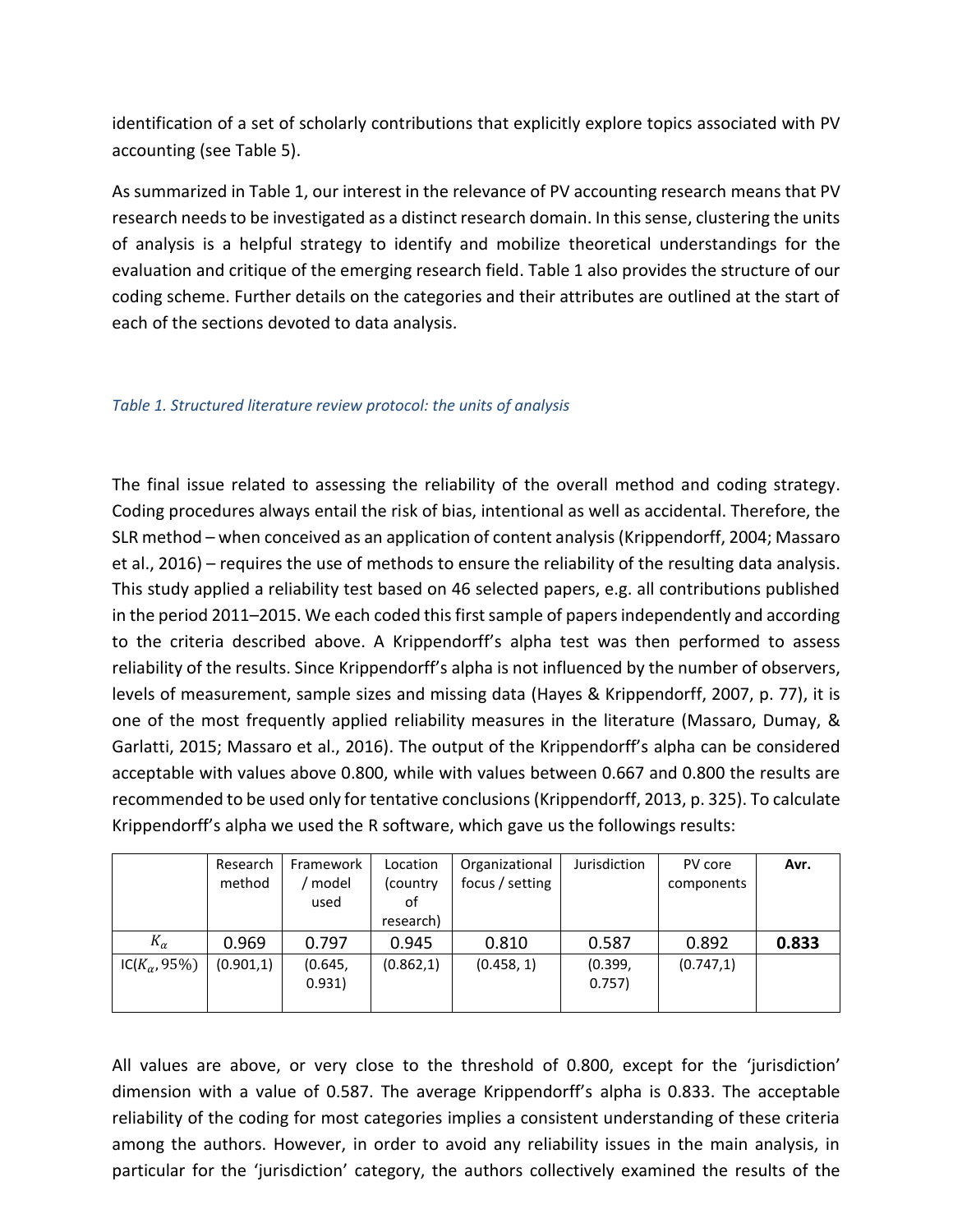identification of a set of scholarly contributions that explicitly explore topics associated with PV accounting (see Table 5).

As summarized in Table 1, our interest in the relevance of PV accounting research means that PV research needs to be investigated as a distinct research domain. In this sense, clustering the units of analysis is a helpful strategy to identify and mobilize theoretical understandings for the evaluation and critique of the emerging research field. Table 1 also provides the structure of our coding scheme. Further details on the categories and their attributes are outlined at the start of each of the sections devoted to data analysis.

*Table 1. Structured literature review protocol: the units of analysis*

The final issue related to assessing the reliability of the overall method and coding strategy. Coding procedures always entail the risk of bias, intentional as well as accidental. Therefore, the SLR method – when conceived as an application of content analysis (Krippendorff, 2004; Massaro et al., 2016) – requires the use of methods to ensure the reliability of the resulting data analysis. This study applied a reliability test based on 46 selected papers, e.g. all contributions published in the period 2011–2015. We each coded this first sample of papers independently and according to the criteria described above. A Krippendorff's alpha test was then performed to assess reliability of the results. Since Krippendorff's alpha is not influenced by the number of observers, levels of measurement, sample sizes and missing data (Hayes & Krippendorff, 2007, p. 77), it is one of the most frequently applied reliability measures in the literature (Massaro, Dumay, & Garlatti, 2015; Massaro et al., 2016). The output of the Krippendorff's alpha can be considered acceptable with values above 0.800, while with values between 0.667 and 0.800 the results are recommended to be used only for tentative conclusions (Krippendorff, 2013, p. 325). To calculate Krippendorff's alpha we used the R software, which gave us the followings results:

| | Research method | Framework / model used | Location (country of research) | Organizational focus / setting | Jurisdiction | PV core components | **Avr.** |
|---|---|---|---|---|---|---|---|
| $K_{\alpha}$ | 0.969 | 0.797 | 0.945 | 0.810 | 0.587 | 0.892 | **0.833** |
| IC($K_{\alpha}$, 95%) | (0.901,1) | (0.645, 0.931) | (0.862,1) | (0.458, 1) | (0.399, 0.757) | (0.747,1) | |

All values are above, or very close to the threshold of 0.800, except for the 'jurisdiction' dimension with a value of 0.587. The average Krippendorff's alpha is 0.833. The acceptable reliability of the coding for most categories implies a consistent understanding of these criteria among the authors. However, in order to avoid any reliability issues in the main analysis, in particular for the 'jurisdiction' category, the authors collectively examined the results of the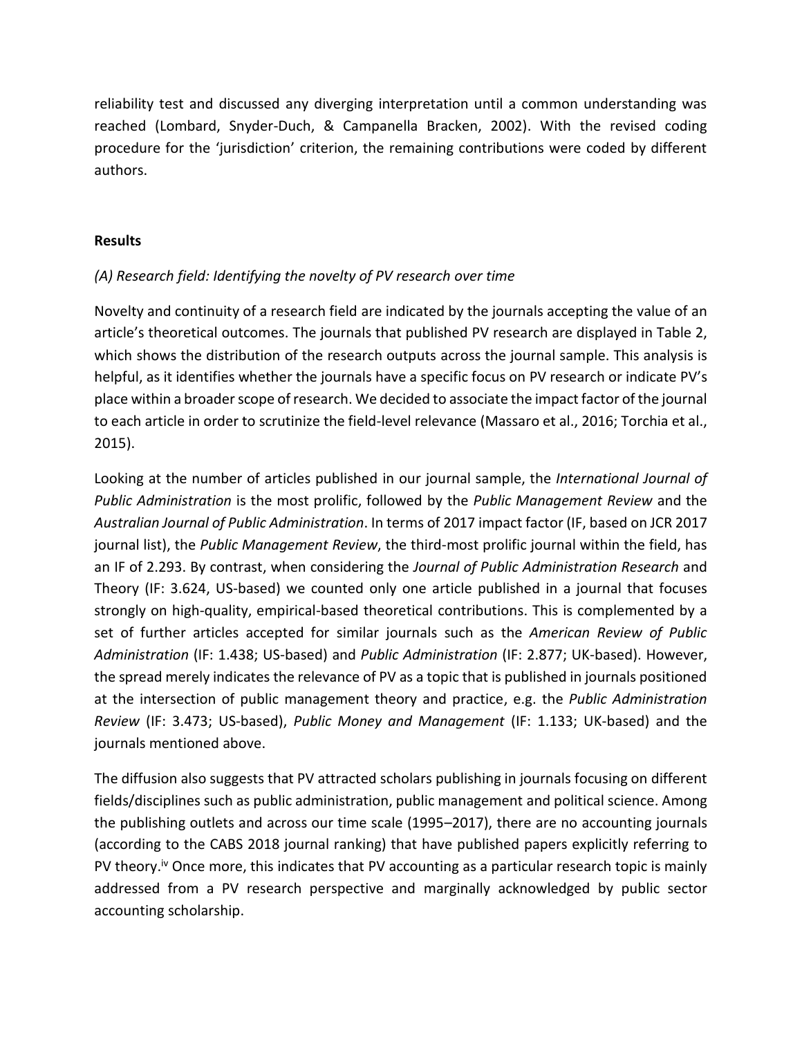reliability test and discussed any diverging interpretation until a common understanding was reached (Lombard, Snyder-Duch, & Campanella Bracken, 2002). With the revised coding procedure for the 'jurisdiction' criterion, the remaining contributions were coded by different authors.

## Results

### *(A) Research field: Identifying the novelty of PV research over time*

Novelty and continuity of a research field are indicated by the journals accepting the value of an article's theoretical outcomes. The journals that published PV research are displayed in Table 2, which shows the distribution of the research outputs across the journal sample. This analysis is helpful, as it identifies whether the journals have a specific focus on PV research or indicate PV's place within a broader scope of research. We decided to associate the impact factor of the journal to each article in order to scrutinize the field-level relevance (Massaro et al., 2016; Torchia et al., 2015).

Looking at the number of articles published in our journal sample, the *International Journal of Public Administration* is the most prolific, followed by the *Public Management Review* and the *Australian Journal of Public Administration*. In terms of 2017 impact factor (IF, based on JCR 2017 journal list), the *Public Management Review*, the third-most prolific journal within the field, has an IF of 2.293. By contrast, when considering the *Journal of Public Administration Research* and Theory (IF: 3.624, US-based) we counted only one article published in a journal that focuses strongly on high-quality, empirical-based theoretical contributions. This is complemented by a set of further articles accepted for similar journals such as the *American Review of Public Administration* (IF: 1.438; US-based) and *Public Administration* (IF: 2.877; UK-based). However, the spread merely indicates the relevance of PV as a topic that is published in journals positioned at the intersection of public management theory and practice, e.g. the *Public Administration Review* (IF: 3.473; US-based), *Public Money and Management* (IF: 1.133; UK-based) and the journals mentioned above.

The diffusion also suggests that PV attracted scholars publishing in journals focusing on different fields/disciplines such as public administration, public management and political science. Among the publishing outlets and across our time scale (1995–2017), there are no accounting journals (according to the CABS 2018 journal ranking) that have published papers explicitly referring to PV theory.[iv] Once more, this indicates that PV accounting as a particular research topic is mainly addressed from a PV research perspective and marginally acknowledged by public sector accounting scholarship.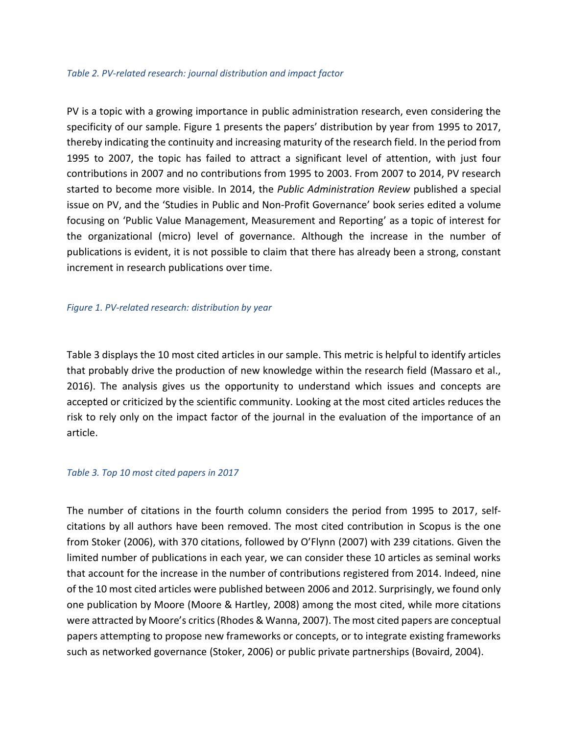*Table 2. PV-related research: journal distribution and impact factor*

PV is a topic with a growing importance in public administration research, even considering the specificity of our sample. Figure 1 presents the papers' distribution by year from 1995 to 2017, thereby indicating the continuity and increasing maturity of the research field. In the period from 1995 to 2007, the topic has failed to attract a significant level of attention, with just four contributions in 2007 and no contributions from 1995 to 2003. From 2007 to 2014, PV research started to become more visible. In 2014, the *Public Administration Review* published a special issue on PV, and the 'Studies in Public and Non-Profit Governance' book series edited a volume focusing on 'Public Value Management, Measurement and Reporting' as a topic of interest for the organizational (micro) level of governance. Although the increase in the number of publications is evident, it is not possible to claim that there has already been a strong, constant increment in research publications over time.

*Figure 1. PV-related research: distribution by year*

Table 3 displays the 10 most cited articles in our sample. This metric is helpful to identify articles that probably drive the production of new knowledge within the research field (Massaro et al., 2016). The analysis gives us the opportunity to understand which issues and concepts are accepted or criticized by the scientific community. Looking at the most cited articles reduces the risk to rely only on the impact factor of the journal in the evaluation of the importance of an article.

*Table 3. Top 10 most cited papers in 2017*

The number of citations in the fourth column considers the period from 1995 to 2017, self-citations by all authors have been removed. The most cited contribution in Scopus is the one from Stoker (2006), with 370 citations, followed by O'Flynn (2007) with 239 citations. Given the limited number of publications in each year, we can consider these 10 articles as seminal works that account for the increase in the number of contributions registered from 2014. Indeed, nine of the 10 most cited articles were published between 2006 and 2012. Surprisingly, we found only one publication by Moore (Moore & Hartley, 2008) among the most cited, while more citations were attracted by Moore's critics (Rhodes & Wanna, 2007). The most cited papers are conceptual papers attempting to propose new frameworks or concepts, or to integrate existing frameworks such as networked governance (Stoker, 2006) or public private partnerships (Bovaird, 2004).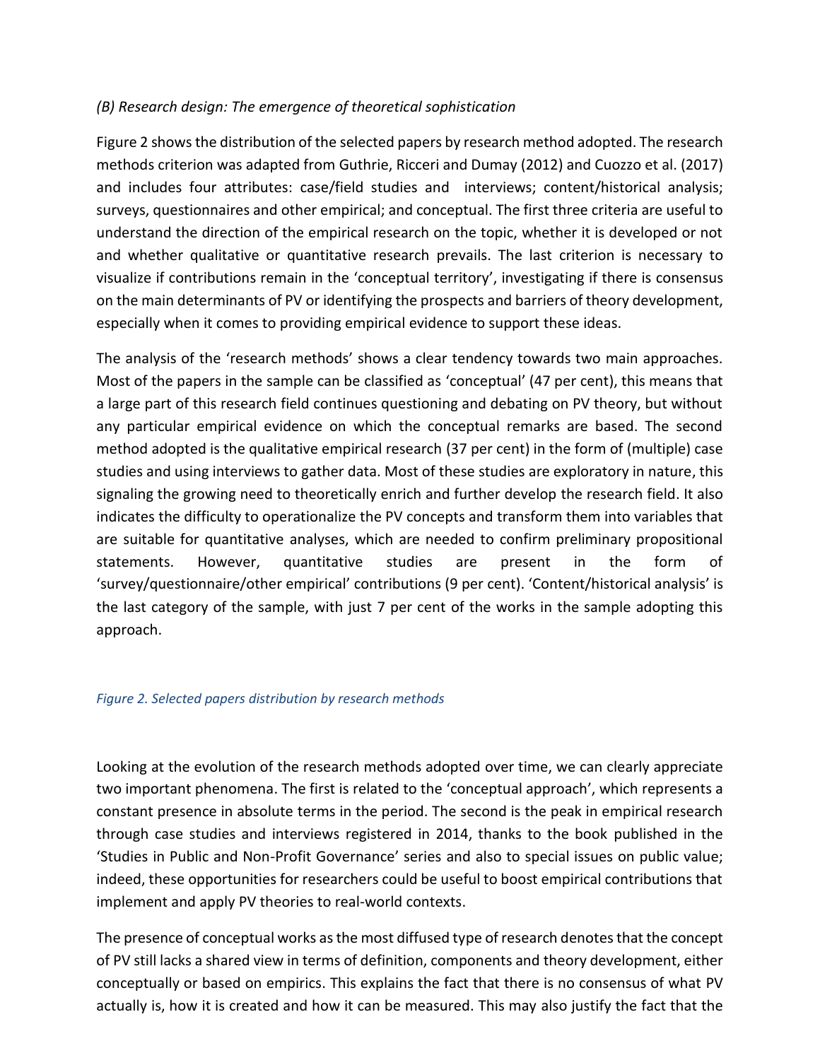*(B) Research design: The emergence of theoretical sophistication*

Figure 2 shows the distribution of the selected papers by research method adopted. The research methods criterion was adapted from Guthrie, Ricceri and Dumay (2012) and Cuozzo et al. (2017) and includes four attributes: case/field studies and interviews; content/historical analysis; surveys, questionnaires and other empirical; and conceptual. The first three criteria are useful to understand the direction of the empirical research on the topic, whether it is developed or not and whether qualitative or quantitative research prevails. The last criterion is necessary to visualize if contributions remain in the 'conceptual territory', investigating if there is consensus on the main determinants of PV or identifying the prospects and barriers of theory development, especially when it comes to providing empirical evidence to support these ideas.

The analysis of the 'research methods' shows a clear tendency towards two main approaches. Most of the papers in the sample can be classified as 'conceptual' (47 per cent), this means that a large part of this research field continues questioning and debating on PV theory, but without any particular empirical evidence on which the conceptual remarks are based. The second method adopted is the qualitative empirical research (37 per cent) in the form of (multiple) case studies and using interviews to gather data. Most of these studies are exploratory in nature, this signaling the growing need to theoretically enrich and further develop the research field. It also indicates the difficulty to operationalize the PV concepts and transform them into variables that are suitable for quantitative analyses, which are needed to confirm preliminary propositional statements. However, quantitative studies are present in the form of 'survey/questionnaire/other empirical' contributions (9 per cent). 'Content/historical analysis' is the last category of the sample, with just 7 per cent of the works in the sample adopting this approach.

*Figure 2. Selected papers distribution by research methods*

Looking at the evolution of the research methods adopted over time, we can clearly appreciate two important phenomena. The first is related to the 'conceptual approach', which represents a constant presence in absolute terms in the period. The second is the peak in empirical research through case studies and interviews registered in 2014, thanks to the book published in the 'Studies in Public and Non-Profit Governance' series and also to special issues on public value; indeed, these opportunities for researchers could be useful to boost empirical contributions that implement and apply PV theories to real-world contexts.

The presence of conceptual works as the most diffused type of research denotes that the concept of PV still lacks a shared view in terms of definition, components and theory development, either conceptually or based on empirics. This explains the fact that there is no consensus of what PV actually is, how it is created and how it can be measured. This may also justify the fact that the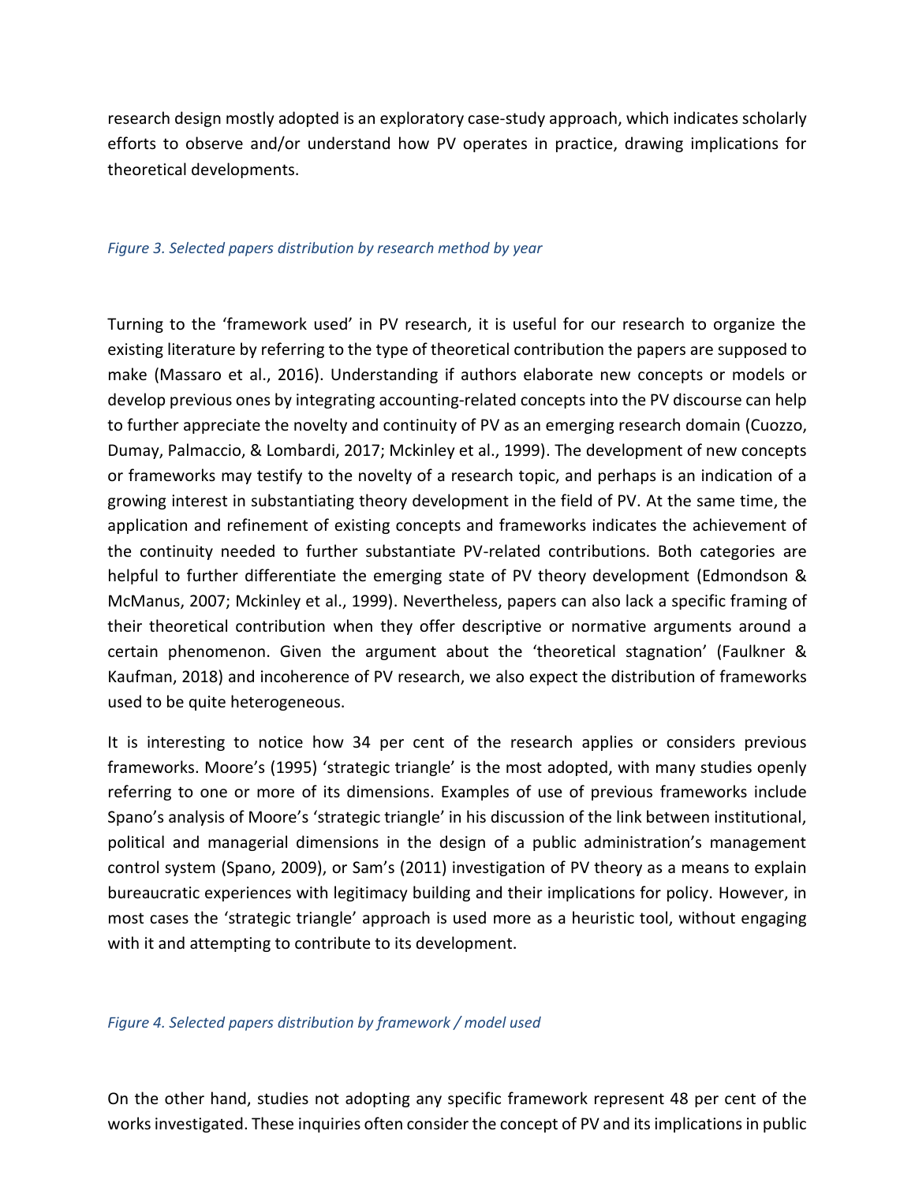research design mostly adopted is an exploratory case-study approach, which indicates scholarly efforts to observe and/or understand how PV operates in practice, drawing implications for theoretical developments.

*Figure 3. Selected papers distribution by research method by year*

Turning to the 'framework used' in PV research, it is useful for our research to organize the existing literature by referring to the type of theoretical contribution the papers are supposed to make (Massaro et al., 2016). Understanding if authors elaborate new concepts or models or develop previous ones by integrating accounting-related concepts into the PV discourse can help to further appreciate the novelty and continuity of PV as an emerging research domain (Cuozzo, Dumay, Palmaccio, & Lombardi, 2017; Mckinley et al., 1999). The development of new concepts or frameworks may testify to the novelty of a research topic, and perhaps is an indication of a growing interest in substantiating theory development in the field of PV. At the same time, the application and refinement of existing concepts and frameworks indicates the achievement of the continuity needed to further substantiate PV-related contributions. Both categories are helpful to further differentiate the emerging state of PV theory development (Edmondson & McManus, 2007; Mckinley et al., 1999). Nevertheless, papers can also lack a specific framing of their theoretical contribution when they offer descriptive or normative arguments around a certain phenomenon. Given the argument about the 'theoretical stagnation' (Faulkner & Kaufman, 2018) and incoherence of PV research, we also expect the distribution of frameworks used to be quite heterogeneous.

It is interesting to notice how 34 per cent of the research applies or considers previous frameworks. Moore's (1995) 'strategic triangle' is the most adopted, with many studies openly referring to one or more of its dimensions. Examples of use of previous frameworks include Spano's analysis of Moore's 'strategic triangle' in his discussion of the link between institutional, political and managerial dimensions in the design of a public administration's management control system (Spano, 2009), or Sam's (2011) investigation of PV theory as a means to explain bureaucratic experiences with legitimacy building and their implications for policy. However, in most cases the 'strategic triangle' approach is used more as a heuristic tool, without engaging with it and attempting to contribute to its development.

*Figure 4. Selected papers distribution by framework / model used*

On the other hand, studies not adopting any specific framework represent 48 per cent of the works investigated. These inquiries often consider the concept of PV and its implications in public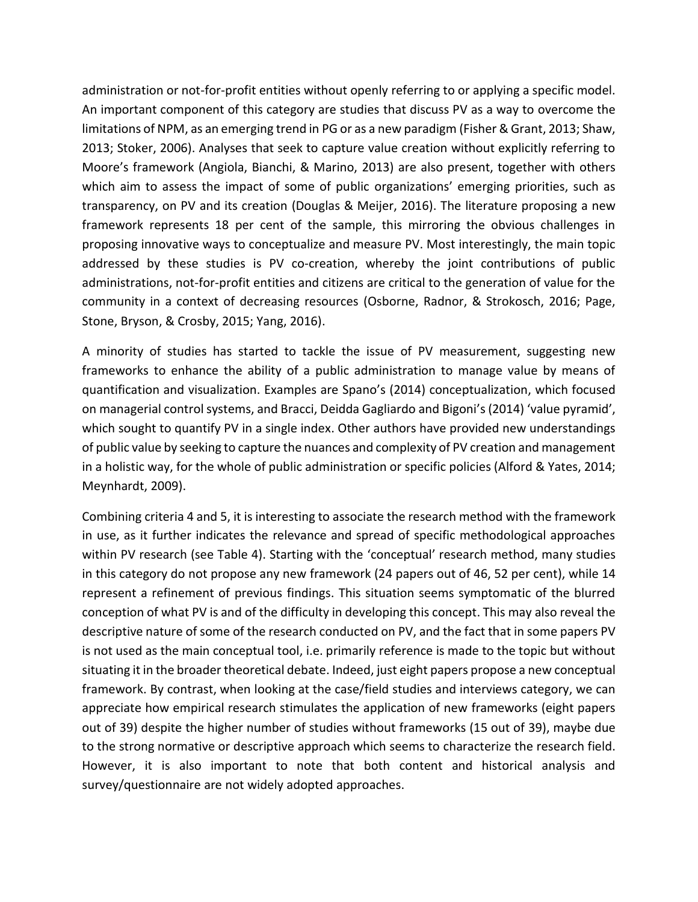administration or not-for-profit entities without openly referring to or applying a specific model. An important component of this category are studies that discuss PV as a way to overcome the limitations of NPM, as an emerging trend in PG or as a new paradigm (Fisher & Grant, 2013; Shaw, 2013; Stoker, 2006). Analyses that seek to capture value creation without explicitly referring to Moore's framework (Angiola, Bianchi, & Marino, 2013) are also present, together with others which aim to assess the impact of some of public organizations' emerging priorities, such as transparency, on PV and its creation (Douglas & Meijer, 2016). The literature proposing a new framework represents 18 per cent of the sample, this mirroring the obvious challenges in proposing innovative ways to conceptualize and measure PV. Most interestingly, the main topic addressed by these studies is PV co-creation, whereby the joint contributions of public administrations, not-for-profit entities and citizens are critical to the generation of value for the community in a context of decreasing resources (Osborne, Radnor, & Strokosch, 2016; Page, Stone, Bryson, & Crosby, 2015; Yang, 2016).

A minority of studies has started to tackle the issue of PV measurement, suggesting new frameworks to enhance the ability of a public administration to manage value by means of quantification and visualization. Examples are Spano's (2014) conceptualization, which focused on managerial control systems, and Bracci, Deidda Gagliardo and Bigoni's (2014) 'value pyramid', which sought to quantify PV in a single index. Other authors have provided new understandings of public value by seeking to capture the nuances and complexity of PV creation and management in a holistic way, for the whole of public administration or specific policies (Alford & Yates, 2014; Meynhardt, 2009).

Combining criteria 4 and 5, it is interesting to associate the research method with the framework in use, as it further indicates the relevance and spread of specific methodological approaches within PV research (see Table 4). Starting with the 'conceptual' research method, many studies in this category do not propose any new framework (24 papers out of 46, 52 per cent), while 14 represent a refinement of previous findings. This situation seems symptomatic of the blurred conception of what PV is and of the difficulty in developing this concept. This may also reveal the descriptive nature of some of the research conducted on PV, and the fact that in some papers PV is not used as the main conceptual tool, i.e. primarily reference is made to the topic but without situating it in the broader theoretical debate. Indeed, just eight papers propose a new conceptual framework. By contrast, when looking at the case/field studies and interviews category, we can appreciate how empirical research stimulates the application of new frameworks (eight papers out of 39) despite the higher number of studies without frameworks (15 out of 39), maybe due to the strong normative or descriptive approach which seems to characterize the research field. However, it is also important to note that both content and historical analysis and survey/questionnaire are not widely adopted approaches.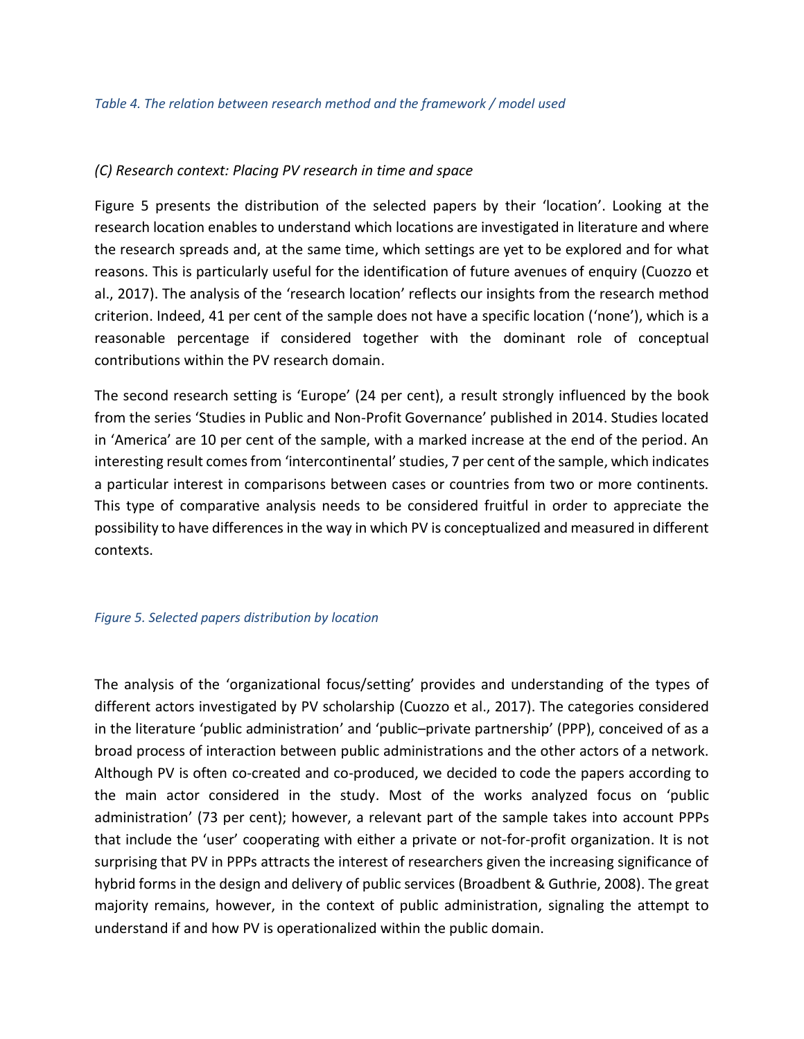*Table 4. The relation between research method and the framework / model used*

*(C) Research context: Placing PV research in time and space*

Figure 5 presents the distribution of the selected papers by their 'location'. Looking at the research location enables to understand which locations are investigated in literature and where the research spreads and, at the same time, which settings are yet to be explored and for what reasons. This is particularly useful for the identification of future avenues of enquiry (Cuozzo et al., 2017). The analysis of the 'research location' reflects our insights from the research method criterion. Indeed, 41 per cent of the sample does not have a specific location ('none'), which is a reasonable percentage if considered together with the dominant role of conceptual contributions within the PV research domain.

The second research setting is 'Europe' (24 per cent), a result strongly influenced by the book from the series 'Studies in Public and Non-Profit Governance' published in 2014. Studies located in 'America' are 10 per cent of the sample, with a marked increase at the end of the period. An interesting result comes from 'intercontinental' studies, 7 per cent of the sample, which indicates a particular interest in comparisons between cases or countries from two or more continents. This type of comparative analysis needs to be considered fruitful in order to appreciate the possibility to have differences in the way in which PV is conceptualized and measured in different contexts.

*Figure 5. Selected papers distribution by location*

The analysis of the 'organizational focus/setting' provides and understanding of the types of different actors investigated by PV scholarship (Cuozzo et al., 2017). The categories considered in the literature 'public administration' and 'public–private partnership' (PPP), conceived of as a broad process of interaction between public administrations and the other actors of a network. Although PV is often co-created and co-produced, we decided to code the papers according to the main actor considered in the study. Most of the works analyzed focus on 'public administration' (73 per cent); however, a relevant part of the sample takes into account PPPs that include the 'user' cooperating with either a private or not-for-profit organization. It is not surprising that PV in PPPs attracts the interest of researchers given the increasing significance of hybrid forms in the design and delivery of public services (Broadbent & Guthrie, 2008). The great majority remains, however, in the context of public administration, signaling the attempt to understand if and how PV is operationalized within the public domain.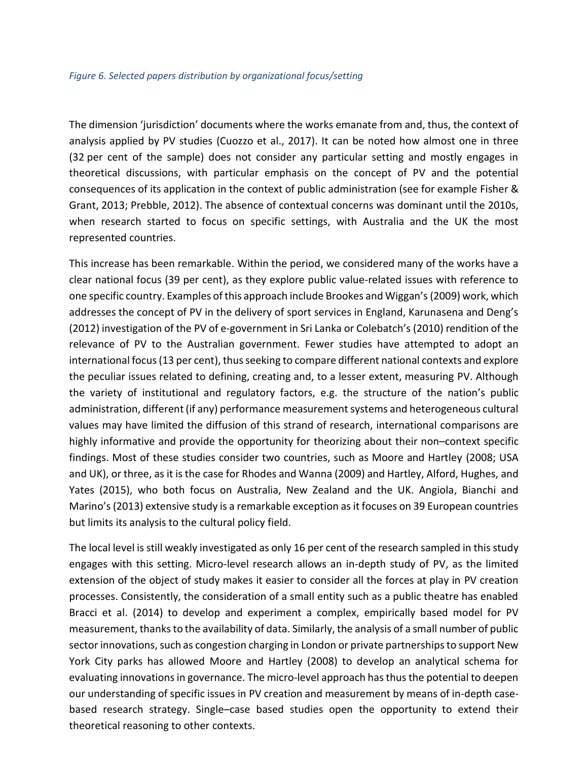*Figure 6. Selected papers distribution by organizational focus/setting*

The dimension 'jurisdiction' documents where the works emanate from and, thus, the context of analysis applied by PV studies (Cuozzo et al., 2017). It can be noted how almost one in three (32 per cent of the sample) does not consider any particular setting and mostly engages in theoretical discussions, with particular emphasis on the concept of PV and the potential consequences of its application in the context of public administration (see for example Fisher & Grant, 2013; Prebble, 2012). The absence of contextual concerns was dominant until the 2010s, when research started to focus on specific settings, with Australia and the UK the most represented countries.

This increase has been remarkable. Within the period, we considered many of the works have a clear national focus (39 per cent), as they explore public value-related issues with reference to one specific country. Examples of this approach include Brookes and Wiggan's (2009) work, which addresses the concept of PV in the delivery of sport services in England, Karunasena and Deng's (2012) investigation of the PV of e-government in Sri Lanka or Colebatch's (2010) rendition of the relevance of PV to the Australian government. Fewer studies have attempted to adopt an international focus (13 per cent), thus seeking to compare different national contexts and explore the peculiar issues related to defining, creating and, to a lesser extent, measuring PV. Although the variety of institutional and regulatory factors, e.g. the structure of the nation's public administration, different (if any) performance measurement systems and heterogeneous cultural values may have limited the diffusion of this strand of research, international comparisons are highly informative and provide the opportunity for theorizing about their non–context specific findings. Most of these studies consider two countries, such as Moore and Hartley (2008; USA and UK), or three, as it is the case for Rhodes and Wanna (2009) and Hartley, Alford, Hughes, and Yates (2015), who both focus on Australia, New Zealand and the UK. Angiola, Bianchi and Marino's (2013) extensive study is a remarkable exception as it focuses on 39 European countries but limits its analysis to the cultural policy field.

The local level is still weakly investigated as only 16 per cent of the research sampled in this study engages with this setting. Micro-level research allows an in-depth study of PV, as the limited extension of the object of study makes it easier to consider all the forces at play in PV creation processes. Consistently, the consideration of a small entity such as a public theatre has enabled Bracci et al. (2014) to develop and experiment a complex, empirically based model for PV measurement, thanks to the availability of data. Similarly, the analysis of a small number of public sector innovations, such as congestion charging in London or private partnerships to support New York City parks has allowed Moore and Hartley (2008) to develop an analytical schema for evaluating innovations in governance. The micro-level approach has thus the potential to deepen our understanding of specific issues in PV creation and measurement by means of in-depth case-based research strategy. Single–case based studies open the opportunity to extend their theoretical reasoning to other contexts.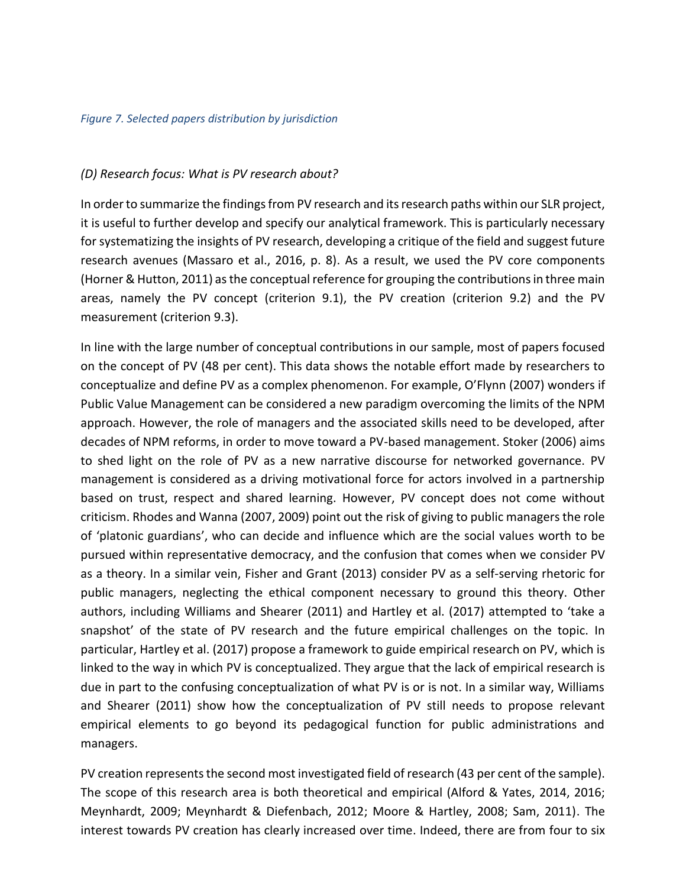*Figure 7. Selected papers distribution by jurisdiction*

*(D) Research focus: What is PV research about?*

In order to summarize the findings from PV research and its research paths within our SLR project, it is useful to further develop and specify our analytical framework. This is particularly necessary for systematizing the insights of PV research, developing a critique of the field and suggest future research avenues (Massaro et al., 2016, p. 8). As a result, we used the PV core components (Horner & Hutton, 2011) as the conceptual reference for grouping the contributions in three main areas, namely the PV concept (criterion 9.1), the PV creation (criterion 9.2) and the PV measurement (criterion 9.3).

In line with the large number of conceptual contributions in our sample, most of papers focused on the concept of PV (48 per cent). This data shows the notable effort made by researchers to conceptualize and define PV as a complex phenomenon. For example, O'Flynn (2007) wonders if Public Value Management can be considered a new paradigm overcoming the limits of the NPM approach. However, the role of managers and the associated skills need to be developed, after decades of NPM reforms, in order to move toward a PV-based management. Stoker (2006) aims to shed light on the role of PV as a new narrative discourse for networked governance. PV management is considered as a driving motivational force for actors involved in a partnership based on trust, respect and shared learning. However, PV concept does not come without criticism. Rhodes and Wanna (2007, 2009) point out the risk of giving to public managers the role of 'platonic guardians', who can decide and influence which are the social values worth to be pursued within representative democracy, and the confusion that comes when we consider PV as a theory. In a similar vein, Fisher and Grant (2013) consider PV as a self-serving rhetoric for public managers, neglecting the ethical component necessary to ground this theory. Other authors, including Williams and Shearer (2011) and Hartley et al. (2017) attempted to 'take a snapshot' of the state of PV research and the future empirical challenges on the topic. In particular, Hartley et al. (2017) propose a framework to guide empirical research on PV, which is linked to the way in which PV is conceptualized. They argue that the lack of empirical research is due in part to the confusing conceptualization of what PV is or is not. In a similar way, Williams and Shearer (2011) show how the conceptualization of PV still needs to propose relevant empirical elements to go beyond its pedagogical function for public administrations and managers.

PV creation represents the second most investigated field of research (43 per cent of the sample). The scope of this research area is both theoretical and empirical (Alford & Yates, 2014, 2016; Meynhardt, 2009; Meynhardt & Diefenbach, 2012; Moore & Hartley, 2008; Sam, 2011). The interest towards PV creation has clearly increased over time. Indeed, there are from four to six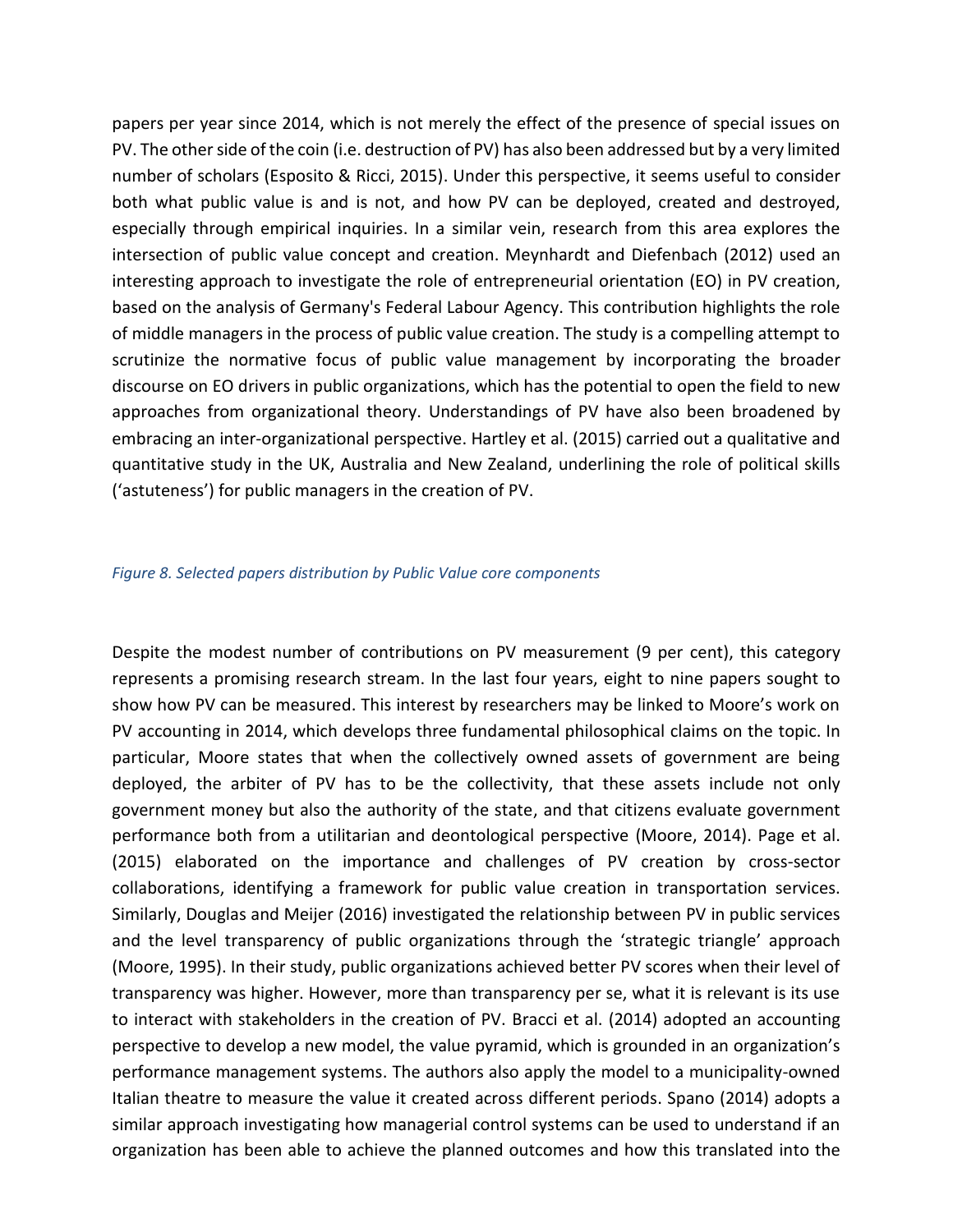papers per year since 2014, which is not merely the effect of the presence of special issues on PV. The other side of the coin (i.e. destruction of PV) has also been addressed but by a very limited number of scholars (Esposito & Ricci, 2015). Under this perspective, it seems useful to consider both what public value is and is not, and how PV can be deployed, created and destroyed, especially through empirical inquiries. In a similar vein, research from this area explores the intersection of public value concept and creation. Meynhardt and Diefenbach (2012) used an interesting approach to investigate the role of entrepreneurial orientation (EO) in PV creation, based on the analysis of Germany's Federal Labour Agency. This contribution highlights the role of middle managers in the process of public value creation. The study is a compelling attempt to scrutinize the normative focus of public value management by incorporating the broader discourse on EO drivers in public organizations, which has the potential to open the field to new approaches from organizational theory. Understandings of PV have also been broadened by embracing an inter-organizational perspective. Hartley et al. (2015) carried out a qualitative and quantitative study in the UK, Australia and New Zealand, underlining the role of political skills ('astuteness') for public managers in the creation of PV.

*Figure 8. Selected papers distribution by Public Value core components*

Despite the modest number of contributions on PV measurement (9 per cent), this category represents a promising research stream. In the last four years, eight to nine papers sought to show how PV can be measured. This interest by researchers may be linked to Moore's work on PV accounting in 2014, which develops three fundamental philosophical claims on the topic. In particular, Moore states that when the collectively owned assets of government are being deployed, the arbiter of PV has to be the collectivity, that these assets include not only government money but also the authority of the state, and that citizens evaluate government performance both from a utilitarian and deontological perspective (Moore, 2014). Page et al. (2015) elaborated on the importance and challenges of PV creation by cross-sector collaborations, identifying a framework for public value creation in transportation services. Similarly, Douglas and Meijer (2016) investigated the relationship between PV in public services and the level transparency of public organizations through the 'strategic triangle' approach (Moore, 1995). In their study, public organizations achieved better PV scores when their level of transparency was higher. However, more than transparency per se, what it is relevant is its use to interact with stakeholders in the creation of PV. Bracci et al. (2014) adopted an accounting perspective to develop a new model, the value pyramid, which is grounded in an organization's performance management systems. The authors also apply the model to a municipality-owned Italian theatre to measure the value it created across different periods. Spano (2014) adopts a similar approach investigating how managerial control systems can be used to understand if an organization has been able to achieve the planned outcomes and how this translated into the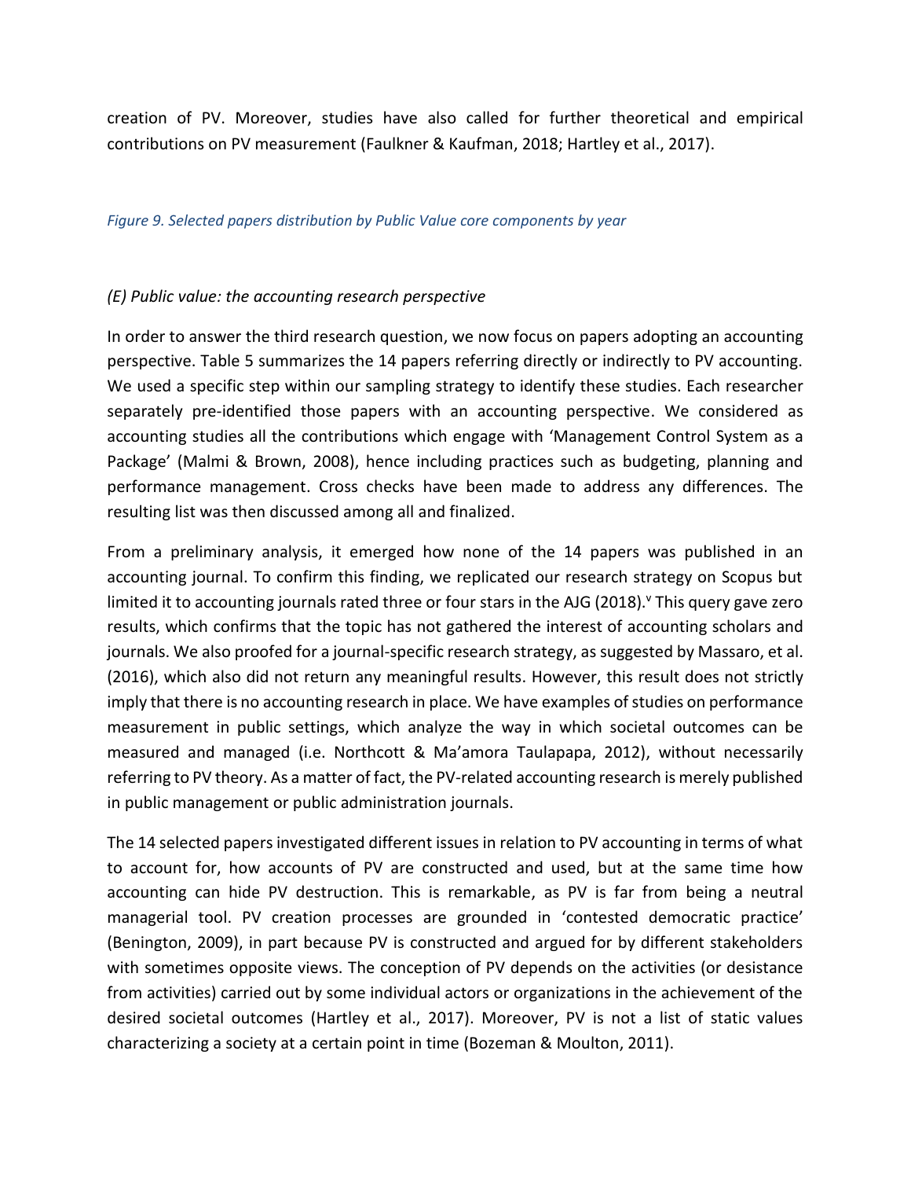creation of PV. Moreover, studies have also called for further theoretical and empirical contributions on PV measurement (Faulkner & Kaufman, 2018; Hartley et al., 2017).

*Figure 9. Selected papers distribution by Public Value core components by year*

### *(E) Public value: the accounting research perspective*

In order to answer the third research question, we now focus on papers adopting an accounting perspective. Table 5 summarizes the 14 papers referring directly or indirectly to PV accounting. We used a specific step within our sampling strategy to identify these studies. Each researcher separately pre-identified those papers with an accounting perspective. We considered as accounting studies all the contributions which engage with 'Management Control System as a Package' (Malmi & Brown, 2008), hence including practices such as budgeting, planning and performance management. Cross checks have been made to address any differences. The resulting list was then discussed among all and finalized.

From a preliminary analysis, it emerged how none of the 14 papers was published in an accounting journal. To confirm this finding, we replicated our research strategy on Scopus but limited it to accounting journals rated three or four stars in the AJG (2018).[v] This query gave zero results, which confirms that the topic has not gathered the interest of accounting scholars and journals. We also proofed for a journal-specific research strategy, as suggested by Massaro, et al. (2016), which also did not return any meaningful results. However, this result does not strictly imply that there is no accounting research in place. We have examples of studies on performance measurement in public settings, which analyze the way in which societal outcomes can be measured and managed (i.e. Northcott & Ma'amora Taulapapa, 2012), without necessarily referring to PV theory. As a matter of fact, the PV-related accounting research is merely published in public management or public administration journals.

The 14 selected papers investigated different issues in relation to PV accounting in terms of what to account for, how accounts of PV are constructed and used, but at the same time how accounting can hide PV destruction. This is remarkable, as PV is far from being a neutral managerial tool. PV creation processes are grounded in 'contested democratic practice' (Benington, 2009), in part because PV is constructed and argued for by different stakeholders with sometimes opposite views. The conception of PV depends on the activities (or desistance from activities) carried out by some individual actors or organizations in the achievement of the desired societal outcomes (Hartley et al., 2017). Moreover, PV is not a list of static values characterizing a society at a certain point in time (Bozeman & Moulton, 2011).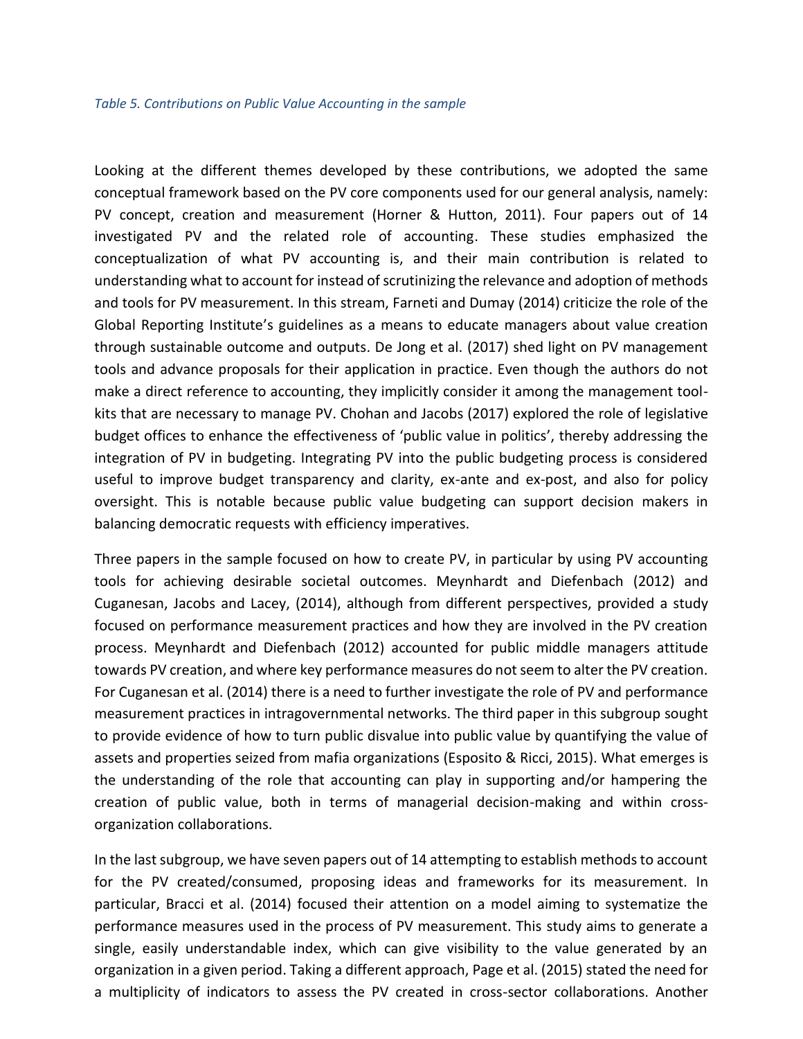*Table 5. Contributions on Public Value Accounting in the sample*

Looking at the different themes developed by these contributions, we adopted the same conceptual framework based on the PV core components used for our general analysis, namely: PV concept, creation and measurement (Horner & Hutton, 2011). Four papers out of 14 investigated PV and the related role of accounting. These studies emphasized the conceptualization of what PV accounting is, and their main contribution is related to understanding what to account for instead of scrutinizing the relevance and adoption of methods and tools for PV measurement. In this stream, Farneti and Dumay (2014) criticize the role of the Global Reporting Institute's guidelines as a means to educate managers about value creation through sustainable outcome and outputs. De Jong et al. (2017) shed light on PV management tools and advance proposals for their application in practice. Even though the authors do not make a direct reference to accounting, they implicitly consider it among the management tool-kits that are necessary to manage PV. Chohan and Jacobs (2017) explored the role of legislative budget offices to enhance the effectiveness of 'public value in politics', thereby addressing the integration of PV in budgeting. Integrating PV into the public budgeting process is considered useful to improve budget transparency and clarity, ex-ante and ex-post, and also for policy oversight. This is notable because public value budgeting can support decision makers in balancing democratic requests with efficiency imperatives.

Three papers in the sample focused on how to create PV, in particular by using PV accounting tools for achieving desirable societal outcomes. Meynhardt and Diefenbach (2012) and Cuganesan, Jacobs and Lacey, (2014), although from different perspectives, provided a study focused on performance measurement practices and how they are involved in the PV creation process. Meynhardt and Diefenbach (2012) accounted for public middle managers attitude towards PV creation, and where key performance measures do not seem to alter the PV creation. For Cuganesan et al. (2014) there is a need to further investigate the role of PV and performance measurement practices in intragovernmental networks. The third paper in this subgroup sought to provide evidence of how to turn public disvalue into public value by quantifying the value of assets and properties seized from mafia organizations (Esposito & Ricci, 2015). What emerges is the understanding of the role that accounting can play in supporting and/or hampering the creation of public value, both in terms of managerial decision-making and within cross-organization collaborations.

In the last subgroup, we have seven papers out of 14 attempting to establish methods to account for the PV created/consumed, proposing ideas and frameworks for its measurement. In particular, Bracci et al. (2014) focused their attention on a model aiming to systematize the performance measures used in the process of PV measurement. This study aims to generate a single, easily understandable index, which can give visibility to the value generated by an organization in a given period. Taking a different approach, Page et al. (2015) stated the need for a multiplicity of indicators to assess the PV created in cross-sector collaborations. Another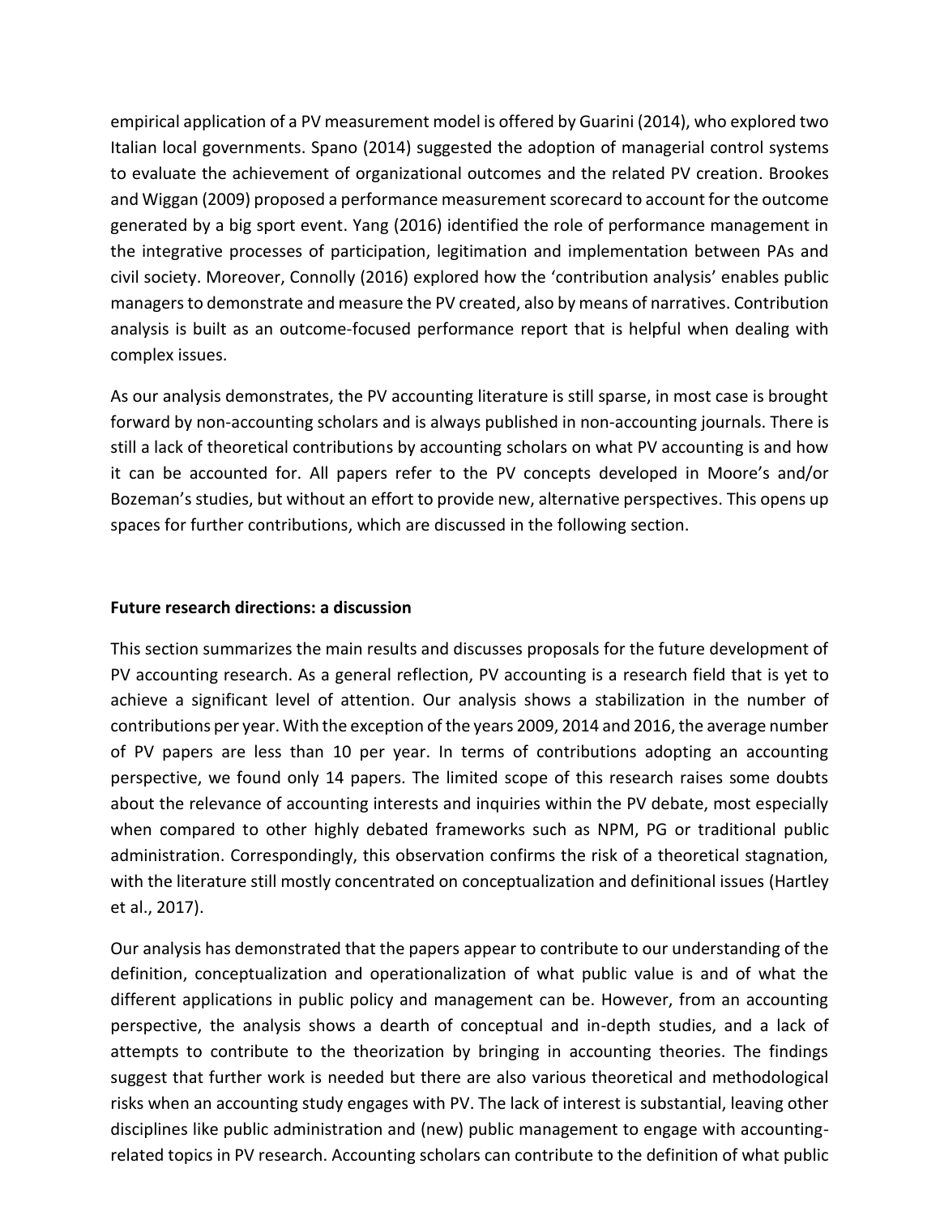empirical application of a PV measurement model is offered by Guarini (2014), who explored two Italian local governments. Spano (2014) suggested the adoption of managerial control systems to evaluate the achievement of organizational outcomes and the related PV creation. Brookes and Wiggan (2009) proposed a performance measurement scorecard to account for the outcome generated by a big sport event. Yang (2016) identified the role of performance management in the integrative processes of participation, legitimation and implementation between PAs and civil society. Moreover, Connolly (2016) explored how the 'contribution analysis' enables public managers to demonstrate and measure the PV created, also by means of narratives. Contribution analysis is built as an outcome-focused performance report that is helpful when dealing with complex issues.

As our analysis demonstrates, the PV accounting literature is still sparse, in most case is brought forward by non-accounting scholars and is always published in non-accounting journals. There is still a lack of theoretical contributions by accounting scholars on what PV accounting is and how it can be accounted for. All papers refer to the PV concepts developed in Moore's and/or Bozeman's studies, but without an effort to provide new, alternative perspectives. This opens up spaces for further contributions, which are discussed in the following section.

## Future research directions: a discussion

This section summarizes the main results and discusses proposals for the future development of PV accounting research. As a general reflection, PV accounting is a research field that is yet to achieve a significant level of attention. Our analysis shows a stabilization in the number of contributions per year. With the exception of the years 2009, 2014 and 2016, the average number of PV papers are less than 10 per year. In terms of contributions adopting an accounting perspective, we found only 14 papers. The limited scope of this research raises some doubts about the relevance of accounting interests and inquiries within the PV debate, most especially when compared to other highly debated frameworks such as NPM, PG or traditional public administration. Correspondingly, this observation confirms the risk of a theoretical stagnation, with the literature still mostly concentrated on conceptualization and definitional issues (Hartley et al., 2017).

Our analysis has demonstrated that the papers appear to contribute to our understanding of the definition, conceptualization and operationalization of what public value is and of what the different applications in public policy and management can be. However, from an accounting perspective, the analysis shows a dearth of conceptual and in-depth studies, and a lack of attempts to contribute to the theorization by bringing in accounting theories. The findings suggest that further work is needed but there are also various theoretical and methodological risks when an accounting study engages with PV. The lack of interest is substantial, leaving other disciplines like public administration and (new) public management to engage with accounting-related topics in PV research. Accounting scholars can contribute to the definition of what public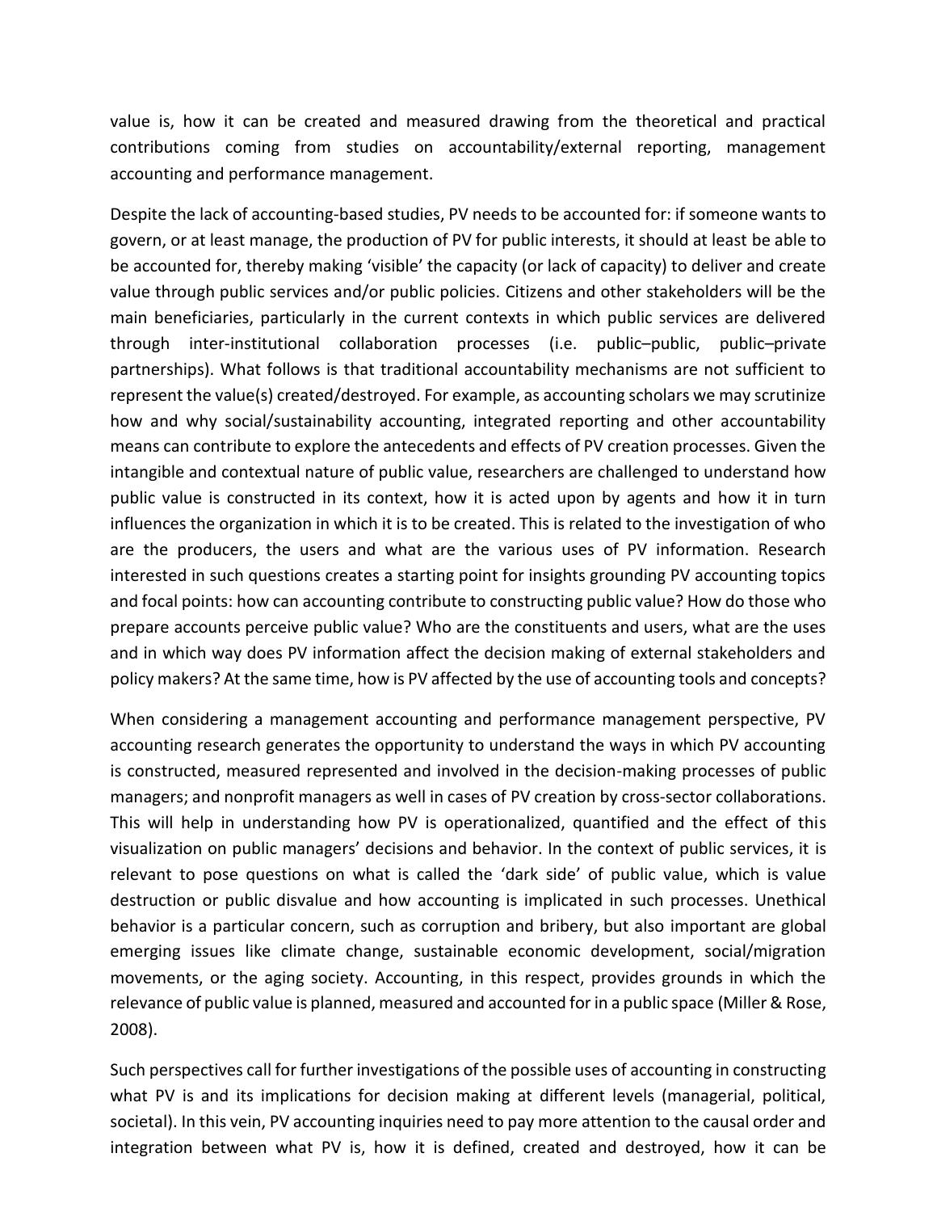value is, how it can be created and measured drawing from the theoretical and practical contributions coming from studies on accountability/external reporting, management accounting and performance management.

Despite the lack of accounting-based studies, PV needs to be accounted for: if someone wants to govern, or at least manage, the production of PV for public interests, it should at least be able to be accounted for, thereby making 'visible' the capacity (or lack of capacity) to deliver and create value through public services and/or public policies. Citizens and other stakeholders will be the main beneficiaries, particularly in the current contexts in which public services are delivered through inter-institutional collaboration processes (i.e. public–public, public–private partnerships). What follows is that traditional accountability mechanisms are not sufficient to represent the value(s) created/destroyed. For example, as accounting scholars we may scrutinize how and why social/sustainability accounting, integrated reporting and other accountability means can contribute to explore the antecedents and effects of PV creation processes. Given the intangible and contextual nature of public value, researchers are challenged to understand how public value is constructed in its context, how it is acted upon by agents and how it in turn influences the organization in which it is to be created. This is related to the investigation of who are the producers, the users and what are the various uses of PV information. Research interested in such questions creates a starting point for insights grounding PV accounting topics and focal points: how can accounting contribute to constructing public value? How do those who prepare accounts perceive public value? Who are the constituents and users, what are the uses and in which way does PV information affect the decision making of external stakeholders and policy makers? At the same time, how is PV affected by the use of accounting tools and concepts?

When considering a management accounting and performance management perspective, PV accounting research generates the opportunity to understand the ways in which PV accounting is constructed, measured represented and involved in the decision-making processes of public managers; and nonprofit managers as well in cases of PV creation by cross-sector collaborations. This will help in understanding how PV is operationalized, quantified and the effect of this visualization on public managers' decisions and behavior. In the context of public services, it is relevant to pose questions on what is called the 'dark side' of public value, which is value destruction or public disvalue and how accounting is implicated in such processes. Unethical behavior is a particular concern, such as corruption and bribery, but also important are global emerging issues like climate change, sustainable economic development, social/migration movements, or the aging society. Accounting, in this respect, provides grounds in which the relevance of public value is planned, measured and accounted for in a public space (Miller & Rose, 2008).

Such perspectives call for further investigations of the possible uses of accounting in constructing what PV is and its implications for decision making at different levels (managerial, political, societal). In this vein, PV accounting inquiries need to pay more attention to the causal order and integration between what PV is, how it is defined, created and destroyed, how it can be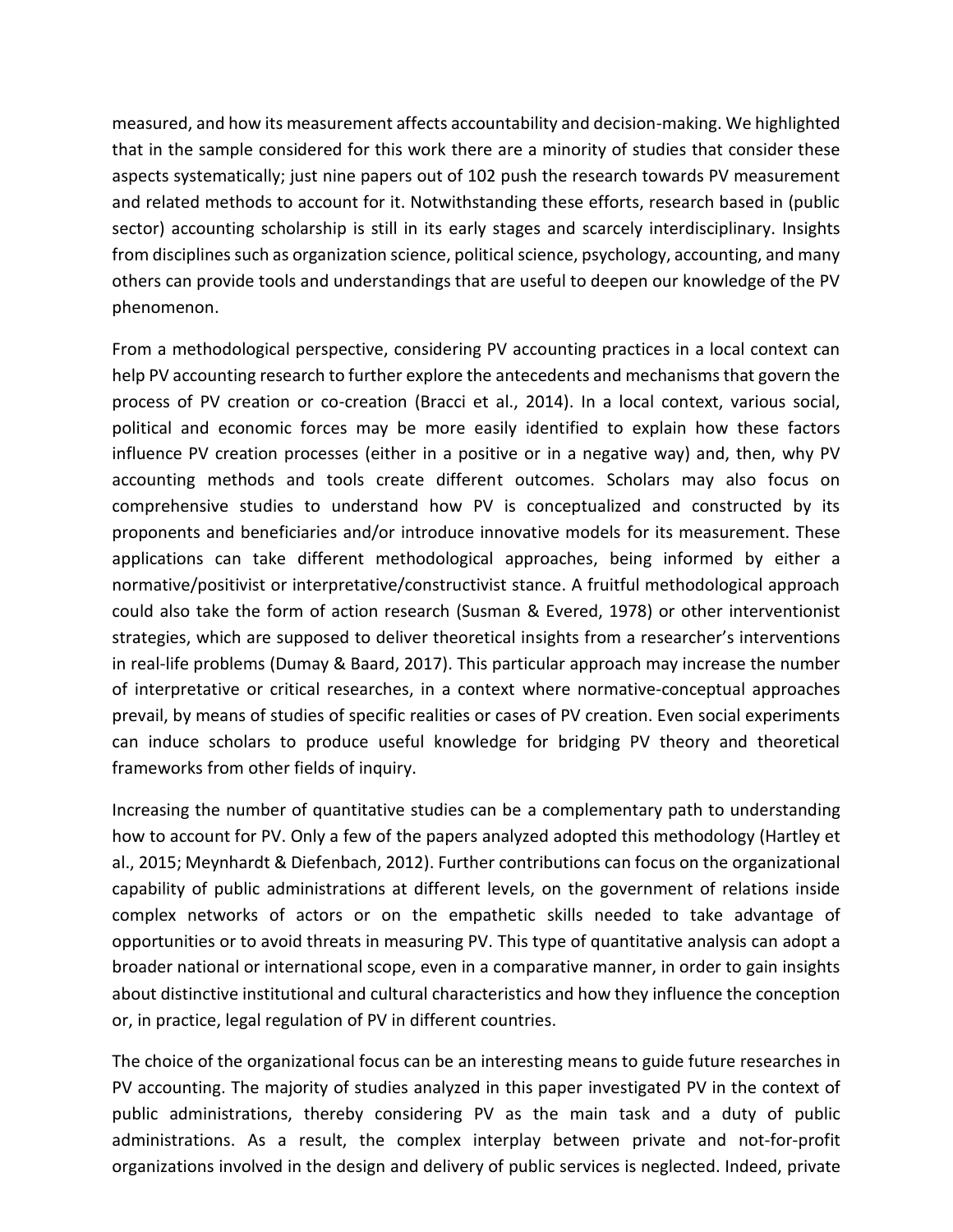measured, and how its measurement affects accountability and decision-making. We highlighted that in the sample considered for this work there are a minority of studies that consider these aspects systematically; just nine papers out of 102 push the research towards PV measurement and related methods to account for it. Notwithstanding these efforts, research based in (public sector) accounting scholarship is still in its early stages and scarcely interdisciplinary. Insights from disciplines such as organization science, political science, psychology, accounting, and many others can provide tools and understandings that are useful to deepen our knowledge of the PV phenomenon.

From a methodological perspective, considering PV accounting practices in a local context can help PV accounting research to further explore the antecedents and mechanisms that govern the process of PV creation or co-creation (Bracci et al., 2014). In a local context, various social, political and economic forces may be more easily identified to explain how these factors influence PV creation processes (either in a positive or in a negative way) and, then, why PV accounting methods and tools create different outcomes. Scholars may also focus on comprehensive studies to understand how PV is conceptualized and constructed by its proponents and beneficiaries and/or introduce innovative models for its measurement. These applications can take different methodological approaches, being informed by either a normative/positivist or interpretative/constructivist stance. A fruitful methodological approach could also take the form of action research (Susman & Evered, 1978) or other interventionist strategies, which are supposed to deliver theoretical insights from a researcher's interventions in real-life problems (Dumay & Baard, 2017). This particular approach may increase the number of interpretative or critical researches, in a context where normative-conceptual approaches prevail, by means of studies of specific realities or cases of PV creation. Even social experiments can induce scholars to produce useful knowledge for bridging PV theory and theoretical frameworks from other fields of inquiry.

Increasing the number of quantitative studies can be a complementary path to understanding how to account for PV. Only a few of the papers analyzed adopted this methodology (Hartley et al., 2015; Meynhardt & Diefenbach, 2012). Further contributions can focus on the organizational capability of public administrations at different levels, on the government of relations inside complex networks of actors or on the empathetic skills needed to take advantage of opportunities or to avoid threats in measuring PV. This type of quantitative analysis can adopt a broader national or international scope, even in a comparative manner, in order to gain insights about distinctive institutional and cultural characteristics and how they influence the conception or, in practice, legal regulation of PV in different countries.

The choice of the organizational focus can be an interesting means to guide future researches in PV accounting. The majority of studies analyzed in this paper investigated PV in the context of public administrations, thereby considering PV as the main task and a duty of public administrations. As a result, the complex interplay between private and not-for-profit organizations involved in the design and delivery of public services is neglected. Indeed, private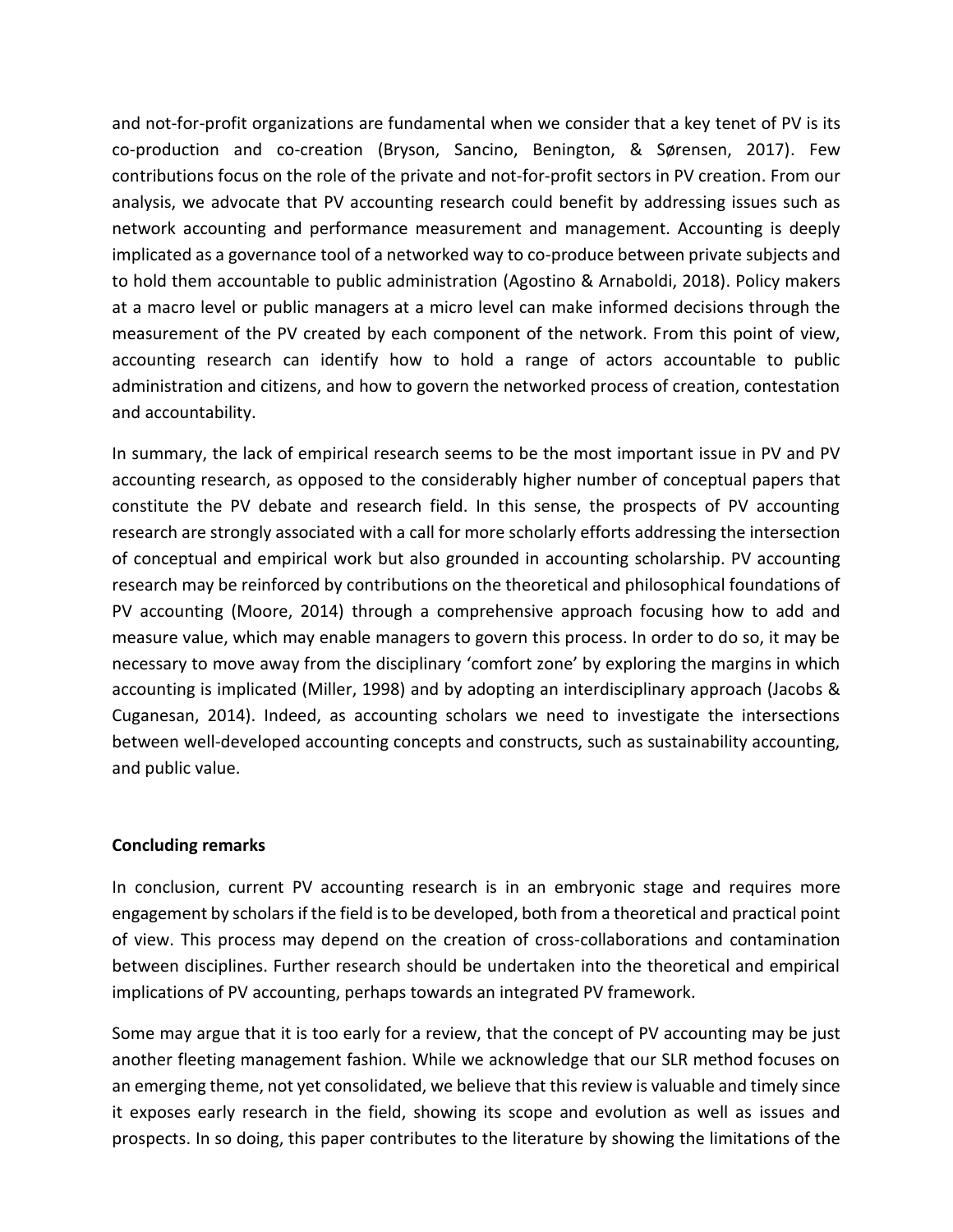and not-for-profit organizations are fundamental when we consider that a key tenet of PV is its co-production and co-creation (Bryson, Sancino, Benington, & Sørensen, 2017). Few contributions focus on the role of the private and not-for-profit sectors in PV creation. From our analysis, we advocate that PV accounting research could benefit by addressing issues such as network accounting and performance measurement and management. Accounting is deeply implicated as a governance tool of a networked way to co-produce between private subjects and to hold them accountable to public administration (Agostino & Arnaboldi, 2018). Policy makers at a macro level or public managers at a micro level can make informed decisions through the measurement of the PV created by each component of the network. From this point of view, accounting research can identify how to hold a range of actors accountable to public administration and citizens, and how to govern the networked process of creation, contestation and accountability.

In summary, the lack of empirical research seems to be the most important issue in PV and PV accounting research, as opposed to the considerably higher number of conceptual papers that constitute the PV debate and research field. In this sense, the prospects of PV accounting research are strongly associated with a call for more scholarly efforts addressing the intersection of conceptual and empirical work but also grounded in accounting scholarship. PV accounting research may be reinforced by contributions on the theoretical and philosophical foundations of PV accounting (Moore, 2014) through a comprehensive approach focusing how to add and measure value, which may enable managers to govern this process. In order to do so, it may be necessary to move away from the disciplinary 'comfort zone' by exploring the margins in which accounting is implicated (Miller, 1998) and by adopting an interdisciplinary approach (Jacobs & Cuganesan, 2014). Indeed, as accounting scholars we need to investigate the intersections between well-developed accounting concepts and constructs, such as sustainability accounting, and public value.

**Concluding remarks**

In conclusion, current PV accounting research is in an embryonic stage and requires more engagement by scholars if the field is to be developed, both from a theoretical and practical point of view. This process may depend on the creation of cross-collaborations and contamination between disciplines. Further research should be undertaken into the theoretical and empirical implications of PV accounting, perhaps towards an integrated PV framework.

Some may argue that it is too early for a review, that the concept of PV accounting may be just another fleeting management fashion. While we acknowledge that our SLR method focuses on an emerging theme, not yet consolidated, we believe that this review is valuable and timely since it exposes early research in the field, showing its scope and evolution as well as issues and prospects. In so doing, this paper contributes to the literature by showing the limitations of the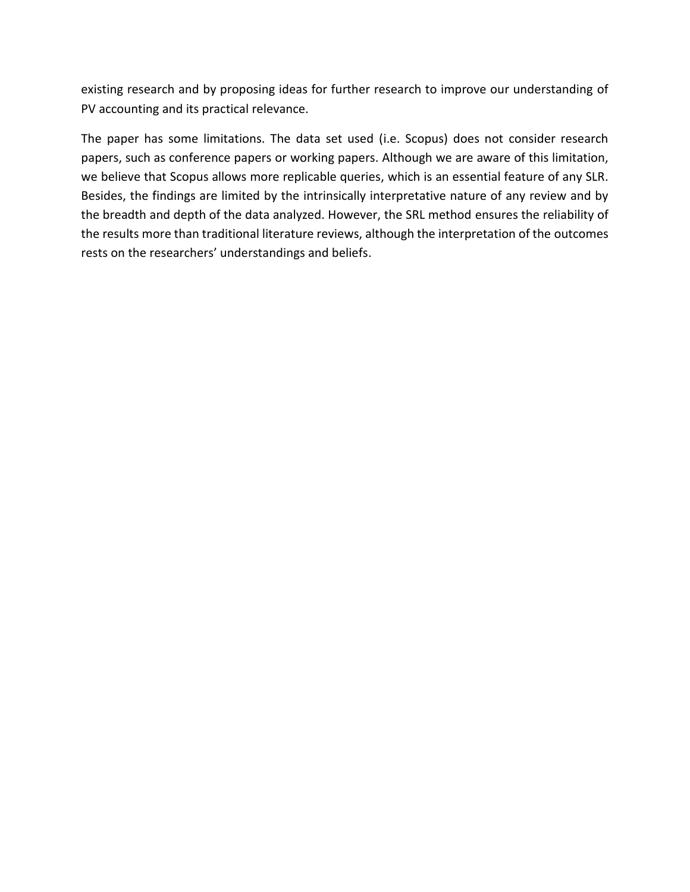existing research and by proposing ideas for further research to improve our understanding of PV accounting and its practical relevance.

The paper has some limitations. The data set used (i.e. Scopus) does not consider research papers, such as conference papers or working papers. Although we are aware of this limitation, we believe that Scopus allows more replicable queries, which is an essential feature of any SLR. Besides, the findings are limited by the intrinsically interpretative nature of any review and by the breadth and depth of the data analyzed. However, the SRL method ensures the reliability of the results more than traditional literature reviews, although the interpretation of the outcomes rests on the researchers' understandings and beliefs.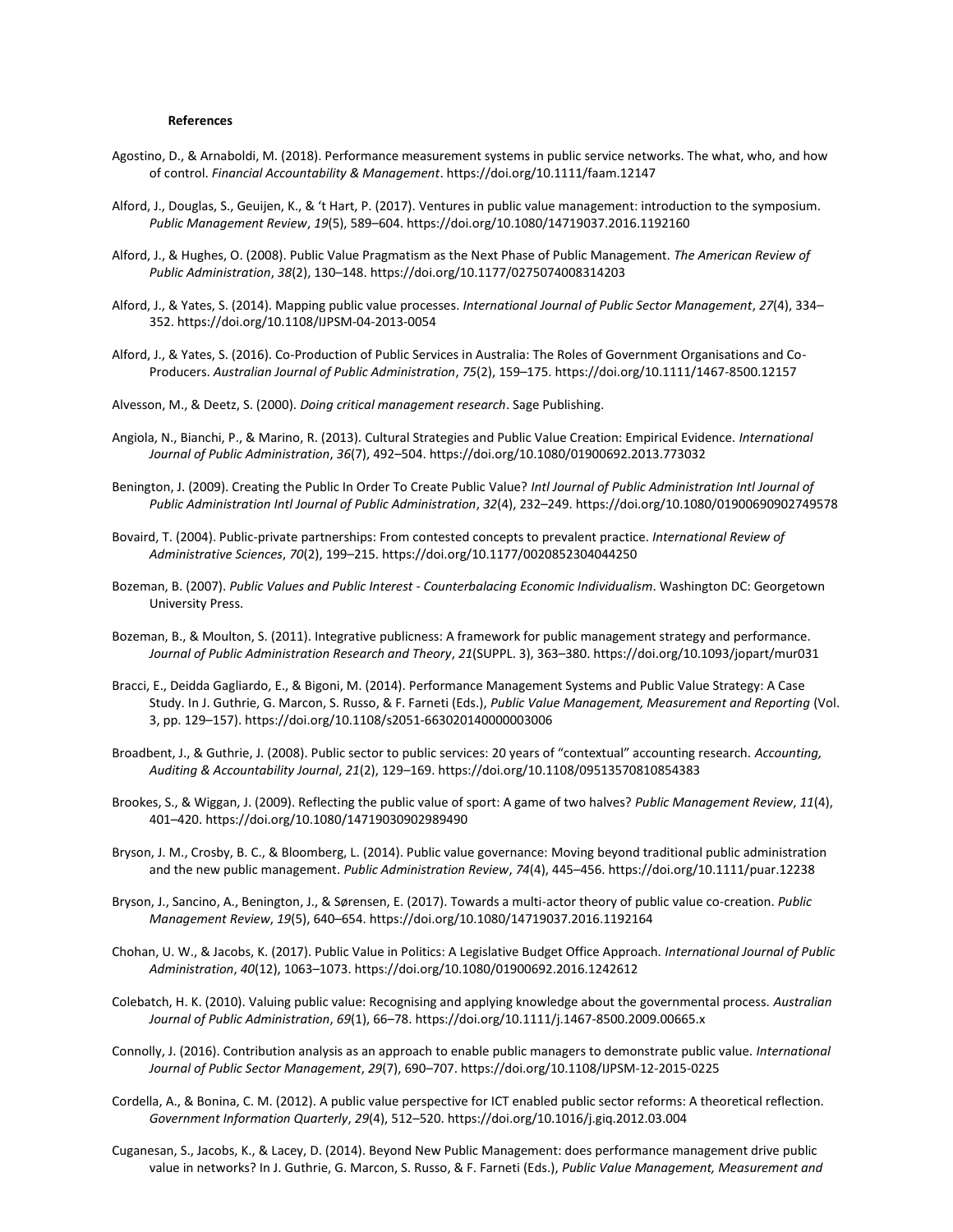**References**

Agostino, D., & Arnaboldi, M. (2018). Performance measurement systems in public service networks. The what, who, and how of control. *Financial Accountability & Management*. https://doi.org/10.1111/faam.12147

Alford, J., Douglas, S., Geuijen, K., & 't Hart, P. (2017). Ventures in public value management: introduction to the symposium. *Public Management Review*, *19*(5), 589–604. https://doi.org/10.1080/14719037.2016.1192160

Alford, J., & Hughes, O. (2008). Public Value Pragmatism as the Next Phase of Public Management. *The American Review of Public Administration*, *38*(2), 130–148. https://doi.org/10.1177/0275074008314203

Alford, J., & Yates, S. (2014). Mapping public value processes. *International Journal of Public Sector Management*, *27*(4), 334–352. https://doi.org/10.1108/IJPSM-04-2013-0054

Alford, J., & Yates, S. (2016). Co-Production of Public Services in Australia: The Roles of Government Organisations and Co-Producers. *Australian Journal of Public Administration*, *75*(2), 159–175. https://doi.org/10.1111/1467-8500.12157

Alvesson, M., & Deetz, S. (2000). *Doing critical management research*. Sage Publishing.

Angiola, N., Bianchi, P., & Marino, R. (2013). Cultural Strategies and Public Value Creation: Empirical Evidence. *International Journal of Public Administration*, *36*(7), 492–504. https://doi.org/10.1080/01900692.2013.773032

Benington, J. (2009). Creating the Public In Order To Create Public Value? *Intl Journal of Public Administration Intl Journal of Public Administration Intl Journal of Public Administration*, *32*(4), 232–249. https://doi.org/10.1080/01900690902749578

Bovaird, T. (2004). Public-private partnerships: From contested concepts to prevalent practice. *International Review of Administrative Sciences*, *70*(2), 199–215. https://doi.org/10.1177/0020852304044250

Bozeman, B. (2007). *Public Values and Public Interest - Counterbalacing Economic Individualism*. Washington DC: Georgetown University Press.

Bozeman, B., & Moulton, S. (2011). Integrative publicness: A framework for public management strategy and performance. *Journal of Public Administration Research and Theory*, *21*(SUPPL. 3), 363–380. https://doi.org/10.1093/jopart/mur031

Bracci, E., Deidda Gagliardo, E., & Bigoni, M. (2014). Performance Management Systems and Public Value Strategy: A Case Study. In J. Guthrie, G. Marcon, S. Russo, & F. Farneti (Eds.), *Public Value Management, Measurement and Reporting* (Vol. 3, pp. 129–157). https://doi.org/10.1108/s2051-663020140000003006

Broadbent, J., & Guthrie, J. (2008). Public sector to public services: 20 years of "contextual" accounting research. *Accounting, Auditing & Accountability Journal*, *21*(2), 129–169. https://doi.org/10.1108/09513570810854383

Brookes, S., & Wiggan, J. (2009). Reflecting the public value of sport: A game of two halves? *Public Management Review*, *11*(4), 401–420. https://doi.org/10.1080/14719030902989490

Bryson, J. M., Crosby, B. C., & Bloomberg, L. (2014). Public value governance: Moving beyond traditional public administration and the new public management. *Public Administration Review*, *74*(4), 445–456. https://doi.org/10.1111/puar.12238

Bryson, J., Sancino, A., Benington, J., & Sørensen, E. (2017). Towards a multi-actor theory of public value co-creation. *Public Management Review*, *19*(5), 640–654. https://doi.org/10.1080/14719037.2016.1192164

Chohan, U. W., & Jacobs, K. (2017). Public Value in Politics: A Legislative Budget Office Approach. *International Journal of Public Administration*, *40*(12), 1063–1073. https://doi.org/10.1080/01900692.2016.1242612

Colebatch, H. K. (2010). Valuing public value: Recognising and applying knowledge about the governmental process. *Australian Journal of Public Administration*, *69*(1), 66–78. https://doi.org/10.1111/j.1467-8500.2009.00665.x

Connolly, J. (2016). Contribution analysis as an approach to enable public managers to demonstrate public value. *International Journal of Public Sector Management*, *29*(7), 690–707. https://doi.org/10.1108/IJPSM-12-2015-0225

Cordella, A., & Bonina, C. M. (2012). A public value perspective for ICT enabled public sector reforms: A theoretical reflection. *Government Information Quarterly*, *29*(4), 512–520. https://doi.org/10.1016/j.giq.2012.03.004

Cuganesan, S., Jacobs, K., & Lacey, D. (2014). Beyond New Public Management: does performance management drive public value in networks? In J. Guthrie, G. Marcon, S. Russo, & F. Farneti (Eds.), *Public Value Management, Measurement and*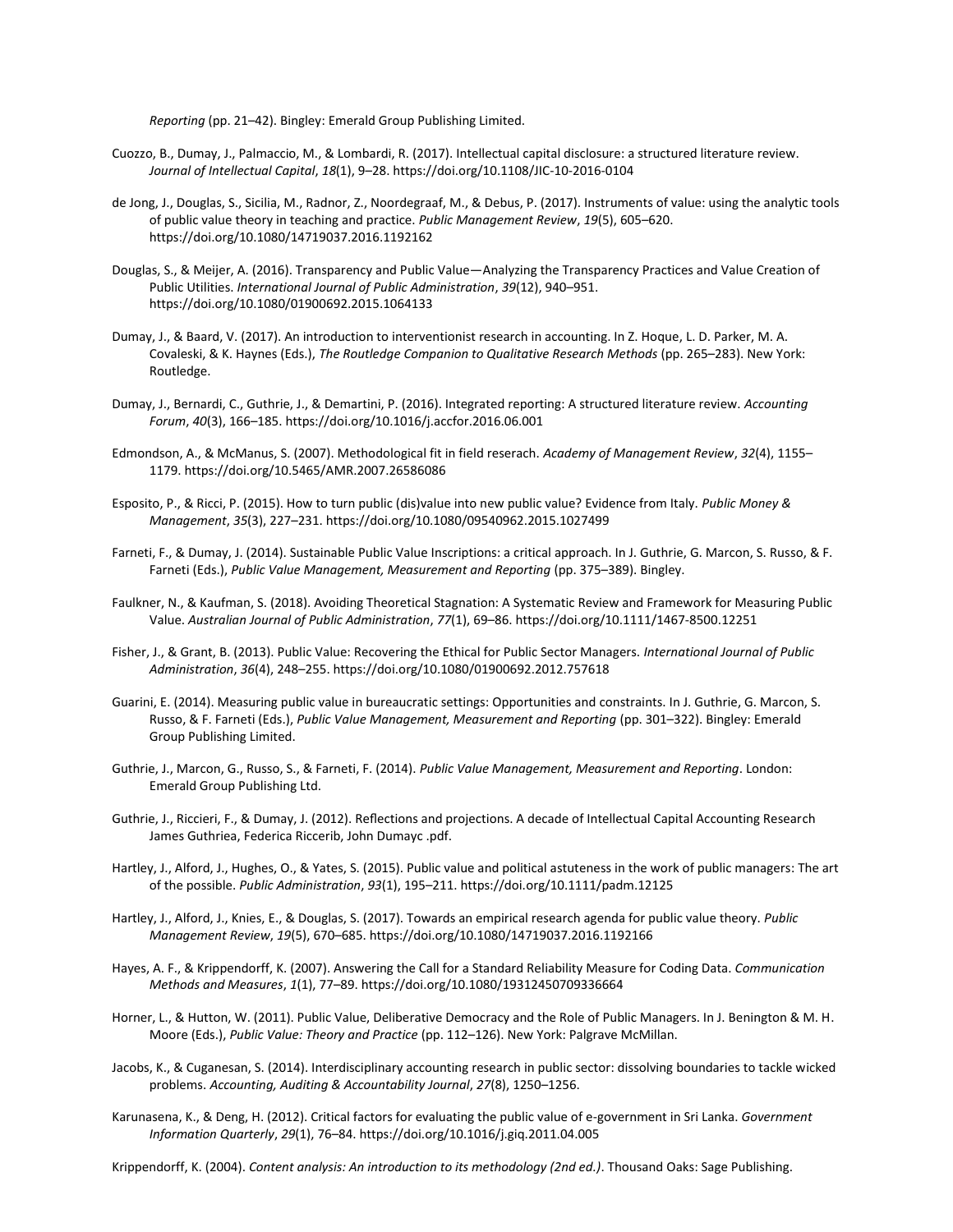*Reporting* (pp. 21–42). Bingley: Emerald Group Publishing Limited.

Cuozzo, B., Dumay, J., Palmaccio, M., & Lombardi, R. (2017). Intellectual capital disclosure: a structured literature review. *Journal of Intellectual Capital*, *18*(1), 9–28. https://doi.org/10.1108/JIC-10-2016-0104

de Jong, J., Douglas, S., Sicilia, M., Radnor, Z., Noordegraaf, M., & Debus, P. (2017). Instruments of value: using the analytic tools of public value theory in teaching and practice. *Public Management Review*, *19*(5), 605–620. https://doi.org/10.1080/14719037.2016.1192162

Douglas, S., & Meijer, A. (2016). Transparency and Public Value—Analyzing the Transparency Practices and Value Creation of Public Utilities. *International Journal of Public Administration*, *39*(12), 940–951. https://doi.org/10.1080/01900692.2015.1064133

Dumay, J., & Baard, V. (2017). An introduction to interventionist research in accounting. In Z. Hoque, L. D. Parker, M. A. Covaleski, & K. Haynes (Eds.), *The Routledge Companion to Qualitative Research Methods* (pp. 265–283). New York: Routledge.

Dumay, J., Bernardi, C., Guthrie, J., & Demartini, P. (2016). Integrated reporting: A structured literature review. *Accounting Forum*, *40*(3), 166–185. https://doi.org/10.1016/j.accfor.2016.06.001

Edmondson, A., & McManus, S. (2007). Methodological fit in field reserach. *Academy of Management Review*, *32*(4), 1155–1179. https://doi.org/10.5465/AMR.2007.26586086

Esposito, P., & Ricci, P. (2015). How to turn public (dis)value into new public value? Evidence from Italy. *Public Money & Management*, *35*(3), 227–231. https://doi.org/10.1080/09540962.2015.1027499

Farneti, F., & Dumay, J. (2014). Sustainable Public Value Inscriptions: a critical approach. In J. Guthrie, G. Marcon, S. Russo, & F. Farneti (Eds.), *Public Value Management, Measurement and Reporting* (pp. 375–389). Bingley.

Faulkner, N., & Kaufman, S. (2018). Avoiding Theoretical Stagnation: A Systematic Review and Framework for Measuring Public Value. *Australian Journal of Public Administration*, *77*(1), 69–86. https://doi.org/10.1111/1467-8500.12251

Fisher, J., & Grant, B. (2013). Public Value: Recovering the Ethical for Public Sector Managers. *International Journal of Public Administration*, *36*(4), 248–255. https://doi.org/10.1080/01900692.2012.757618

Guarini, E. (2014). Measuring public value in bureaucratic settings: Opportunities and constraints. In J. Guthrie, G. Marcon, S. Russo, & F. Farneti (Eds.), *Public Value Management, Measurement and Reporting* (pp. 301–322). Bingley: Emerald Group Publishing Limited.

Guthrie, J., Marcon, G., Russo, S., & Farneti, F. (2014). *Public Value Management, Measurement and Reporting*. London: Emerald Group Publishing Ltd.

Guthrie, J., Riccieri, F., & Dumay, J. (2012). Reflections and projections. A decade of Intellectual Capital Accounting Research James Guthriea, Federica Riccerib, John Dumayc .pdf.

Hartley, J., Alford, J., Hughes, O., & Yates, S. (2015). Public value and political astuteness in the work of public managers: The art of the possible. *Public Administration*, *93*(1), 195–211. https://doi.org/10.1111/padm.12125

Hartley, J., Alford, J., Knies, E., & Douglas, S. (2017). Towards an empirical research agenda for public value theory. *Public Management Review*, *19*(5), 670–685. https://doi.org/10.1080/14719037.2016.1192166

Hayes, A. F., & Krippendorff, K. (2007). Answering the Call for a Standard Reliability Measure for Coding Data. *Communication Methods and Measures*, *1*(1), 77–89. https://doi.org/10.1080/19312450709336664

Horner, L., & Hutton, W. (2011). Public Value, Deliberative Democracy and the Role of Public Managers. In J. Benington & M. H. Moore (Eds.), *Public Value: Theory and Practice* (pp. 112–126). New York: Palgrave McMillan.

Jacobs, K., & Cuganesan, S. (2014). Interdisciplinary accounting research in public sector: dissolving boundaries to tackle wicked problems. *Accounting, Auditing & Accountability Journal*, *27*(8), 1250–1256.

Karunasena, K., & Deng, H. (2012). Critical factors for evaluating the public value of e-government in Sri Lanka. *Government Information Quarterly*, *29*(1), 76–84. https://doi.org/10.1016/j.giq.2011.04.005

Krippendorff, K. (2004). *Content analysis: An introduction to its methodology (2nd ed.)*. Thousand Oaks: Sage Publishing.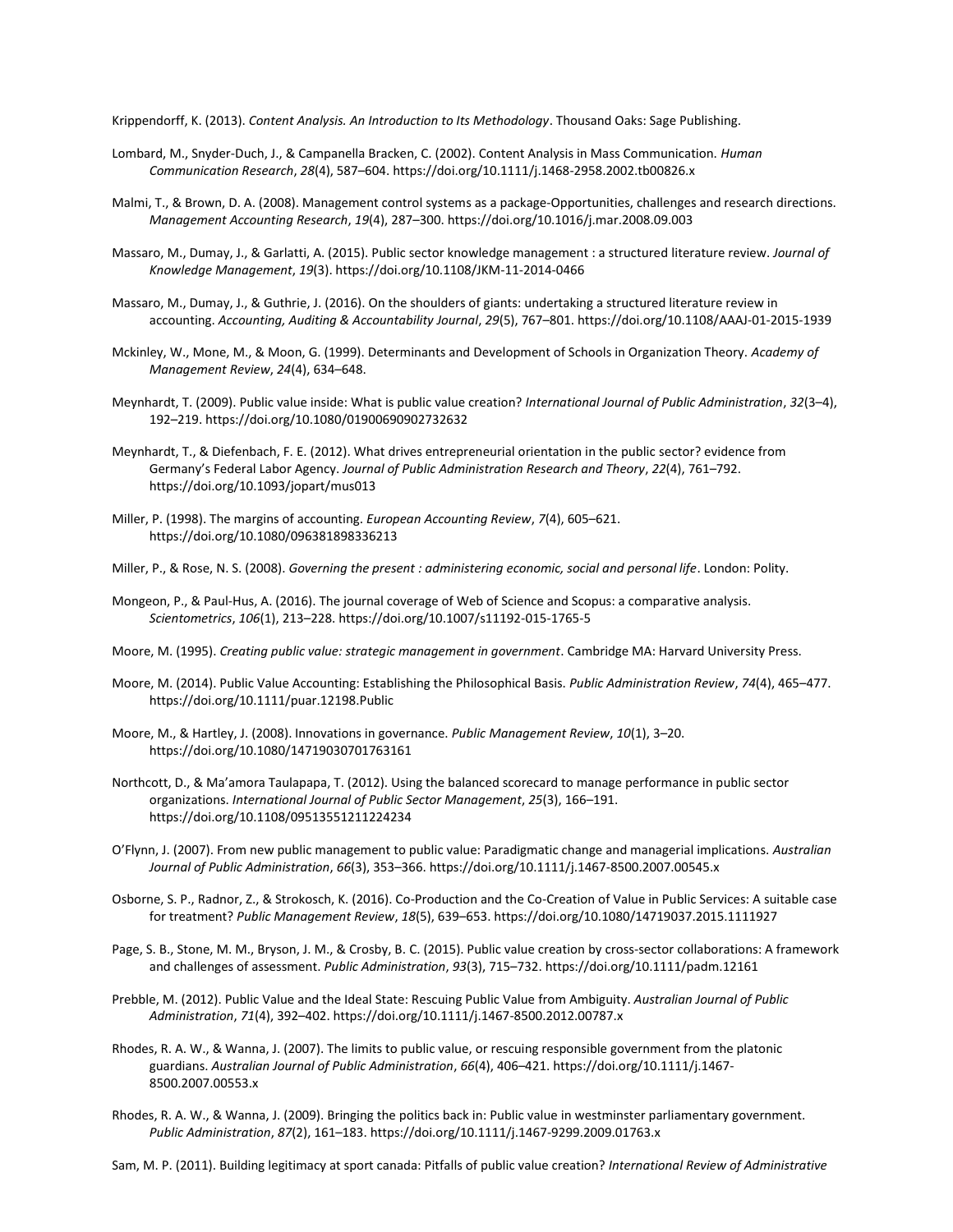Krippendorff, K. (2013). *Content Analysis. An Introduction to Its Methodology*. Thousand Oaks: Sage Publishing.

Lombard, M., Snyder-Duch, J., & Campanella Bracken, C. (2002). Content Analysis in Mass Communication. *Human Communication Research*, *28*(4), 587–604. https://doi.org/10.1111/j.1468-2958.2002.tb00826.x

Malmi, T., & Brown, D. A. (2008). Management control systems as a package-Opportunities, challenges and research directions. *Management Accounting Research*, *19*(4), 287–300. https://doi.org/10.1016/j.mar.2008.09.003

Massaro, M., Dumay, J., & Garlatti, A. (2015). Public sector knowledge management : a structured literature review. *Journal of Knowledge Management*, *19*(3). https://doi.org/10.1108/JKM-11-2014-0466

Massaro, M., Dumay, J., & Guthrie, J. (2016). On the shoulders of giants: undertaking a structured literature review in accounting. *Accounting, Auditing & Accountability Journal*, *29*(5), 767–801. https://doi.org/10.1108/AAAJ-01-2015-1939

Mckinley, W., Mone, M., & Moon, G. (1999). Determinants and Development of Schools in Organization Theory. *Academy of Management Review*, *24*(4), 634–648.

Meynhardt, T. (2009). Public value inside: What is public value creation? *International Journal of Public Administration*, *32*(3–4), 192–219. https://doi.org/10.1080/01900690902732632

Meynhardt, T., & Diefenbach, F. E. (2012). What drives entrepreneurial orientation in the public sector? evidence from Germany's Federal Labor Agency. *Journal of Public Administration Research and Theory*, *22*(4), 761–792. https://doi.org/10.1093/jopart/mus013

Miller, P. (1998). The margins of accounting. *European Accounting Review*, *7*(4), 605–621. https://doi.org/10.1080/096381898336213

Miller, P., & Rose, N. S. (2008). *Governing the present : administering economic, social and personal life*. London: Polity.

Mongeon, P., & Paul-Hus, A. (2016). The journal coverage of Web of Science and Scopus: a comparative analysis. *Scientometrics*, *106*(1), 213–228. https://doi.org/10.1007/s11192-015-1765-5

Moore, M. (1995). *Creating public value: strategic management in government*. Cambridge MA: Harvard University Press.

Moore, M. (2014). Public Value Accounting: Establishing the Philosophical Basis. *Public Administration Review*, *74*(4), 465–477. https://doi.org/10.1111/puar.12198.Public

Moore, M., & Hartley, J. (2008). Innovations in governance. *Public Management Review*, *10*(1), 3–20. https://doi.org/10.1080/14719030701763161

Northcott, D., & Ma'amora Taulapapa, T. (2012). Using the balanced scorecard to manage performance in public sector organizations. *International Journal of Public Sector Management*, *25*(3), 166–191. https://doi.org/10.1108/09513551211224234

O'Flynn, J. (2007). From new public management to public value: Paradigmatic change and managerial implications. *Australian Journal of Public Administration*, *66*(3), 353–366. https://doi.org/10.1111/j.1467-8500.2007.00545.x

Osborne, S. P., Radnor, Z., & Strokosch, K. (2016). Co-Production and the Co-Creation of Value in Public Services: A suitable case for treatment? *Public Management Review*, *18*(5), 639–653. https://doi.org/10.1080/14719037.2015.1111927

Page, S. B., Stone, M. M., Bryson, J. M., & Crosby, B. C. (2015). Public value creation by cross-sector collaborations: A framework and challenges of assessment. *Public Administration*, *93*(3), 715–732. https://doi.org/10.1111/padm.12161

Prebble, M. (2012). Public Value and the Ideal State: Rescuing Public Value from Ambiguity. *Australian Journal of Public Administration*, *71*(4), 392–402. https://doi.org/10.1111/j.1467-8500.2012.00787.x

Rhodes, R. A. W., & Wanna, J. (2007). The limits to public value, or rescuing responsible government from the platonic guardians. *Australian Journal of Public Administration*, *66*(4), 406–421. https://doi.org/10.1111/j.1467-8500.2007.00553.x

Rhodes, R. A. W., & Wanna, J. (2009). Bringing the politics back in: Public value in westminster parliamentary government. *Public Administration*, *87*(2), 161–183. https://doi.org/10.1111/j.1467-9299.2009.01763.x

Sam, M. P. (2011). Building legitimacy at sport canada: Pitfalls of public value creation? *International Review of Administrative*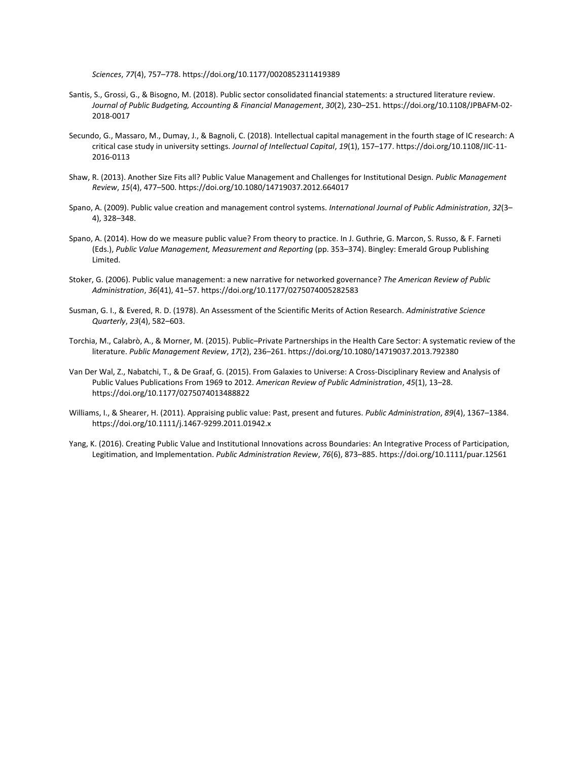*Sciences*, *77*(4), 757–778. https://doi.org/10.1177/0020852311419389

Santis, S., Grossi, G., & Bisogno, M. (2018). Public sector consolidated financial statements: a structured literature review. *Journal of Public Budgeting, Accounting & Financial Management*, *30*(2), 230–251. https://doi.org/10.1108/JPBAFM-02-2018-0017

Secundo, G., Massaro, M., Dumay, J., & Bagnoli, C. (2018). Intellectual capital management in the fourth stage of IC research: A critical case study in university settings. *Journal of Intellectual Capital*, *19*(1), 157–177. https://doi.org/10.1108/JIC-11-2016-0113

Shaw, R. (2013). Another Size Fits all? Public Value Management and Challenges for Institutional Design. *Public Management Review*, *15*(4), 477–500. https://doi.org/10.1080/14719037.2012.664017

Spano, A. (2009). Public value creation and management control systems. *International Journal of Public Administration*, *32*(3–4), 328–348.

Spano, A. (2014). How do we measure public value? From theory to practice. In J. Guthrie, G. Marcon, S. Russo, & F. Farneti (Eds.), *Public Value Management, Measurement and Reporting* (pp. 353–374). Bingley: Emerald Group Publishing Limited.

Stoker, G. (2006). Public value management: a new narrative for networked governance? *The American Review of Public Administration*, *36*(41), 41–57. https://doi.org/10.1177/0275074005282583

Susman, G. I., & Evered, R. D. (1978). An Assessment of the Scientific Merits of Action Research. *Administrative Science Quarterly*, *23*(4), 582–603.

Torchia, M., Calabrò, A., & Morner, M. (2015). Public–Private Partnerships in the Health Care Sector: A systematic review of the literature. *Public Management Review*, *17*(2), 236–261. https://doi.org/10.1080/14719037.2013.792380

Van Der Wal, Z., Nabatchi, T., & De Graaf, G. (2015). From Galaxies to Universe: A Cross-Disciplinary Review and Analysis of Public Values Publications From 1969 to 2012. *American Review of Public Administration*, *45*(1), 13–28. https://doi.org/10.1177/0275074013488822

Williams, I., & Shearer, H. (2011). Appraising public value: Past, present and futures. *Public Administration*, *89*(4), 1367–1384. https://doi.org/10.1111/j.1467-9299.2011.01942.x

Yang, K. (2016). Creating Public Value and Institutional Innovations across Boundaries: An Integrative Process of Participation, Legitimation, and Implementation. *Public Administration Review*, *76*(6), 873–885. https://doi.org/10.1111/puar.12561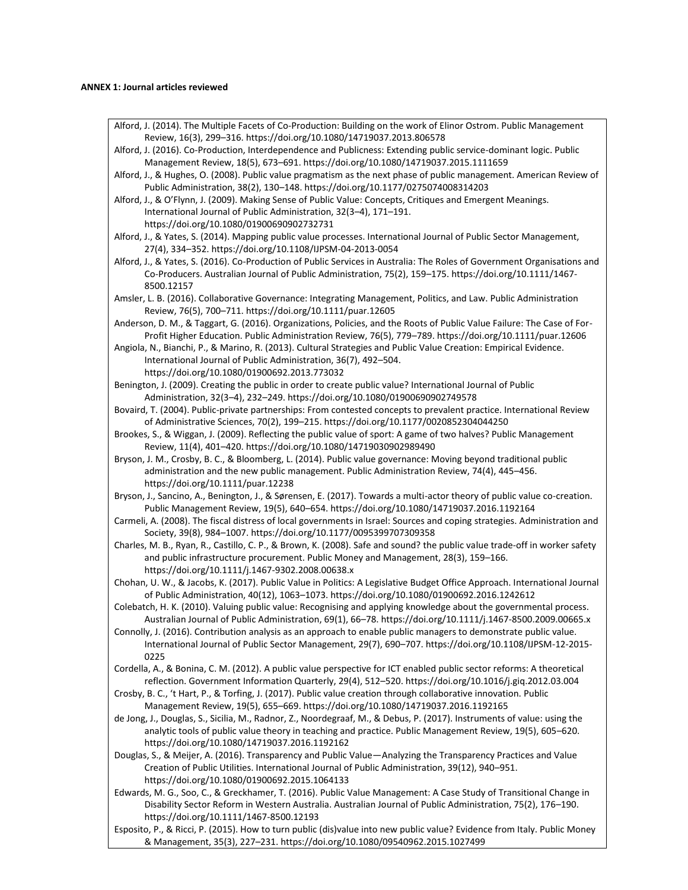**ANNEX 1: Journal articles reviewed**

Alford, J. (2014). The Multiple Facets of Co-Production: Building on the work of Elinor Ostrom. Public Management Review, 16(3), 299–316. https://doi.org/10.1080/14719037.2013.806578

Alford, J. (2016). Co-Production, Interdependence and Publicness: Extending public service-dominant logic. Public Management Review, 18(5), 673–691. https://doi.org/10.1080/14719037.2015.1111659

Alford, J., & Hughes, O. (2008). Public value pragmatism as the next phase of public management. American Review of Public Administration, 38(2), 130–148. https://doi.org/10.1177/0275074008314203

Alford, J., & O'Flynn, J. (2009). Making Sense of Public Value: Concepts, Critiques and Emergent Meanings. International Journal of Public Administration, 32(3–4), 171–191. https://doi.org/10.1080/01900690902732731

Alford, J., & Yates, S. (2014). Mapping public value processes. International Journal of Public Sector Management, 27(4), 334–352. https://doi.org/10.1108/IJPSM-04-2013-0054

Alford, J., & Yates, S. (2016). Co-Production of Public Services in Australia: The Roles of Government Organisations and Co-Producers. Australian Journal of Public Administration, 75(2), 159–175. https://doi.org/10.1111/1467-8500.12157

Amsler, L. B. (2016). Collaborative Governance: Integrating Management, Politics, and Law. Public Administration Review, 76(5), 700–711. https://doi.org/10.1111/puar.12605

Anderson, D. M., & Taggart, G. (2016). Organizations, Policies, and the Roots of Public Value Failure: The Case of For-Profit Higher Education. Public Administration Review, 76(5), 779–789. https://doi.org/10.1111/puar.12606

Angiola, N., Bianchi, P., & Marino, R. (2013). Cultural Strategies and Public Value Creation: Empirical Evidence. International Journal of Public Administration, 36(7), 492–504. https://doi.org/10.1080/01900692.2013.773032

Benington, J. (2009). Creating the public in order to create public value? International Journal of Public Administration, 32(3–4), 232–249. https://doi.org/10.1080/01900690902749578

Bovaird, T. (2004). Public-private partnerships: From contested concepts to prevalent practice. International Review of Administrative Sciences, 70(2), 199–215. https://doi.org/10.1177/0020852304044250

Brookes, S., & Wiggan, J. (2009). Reflecting the public value of sport: A game of two halves? Public Management Review, 11(4), 401–420. https://doi.org/10.1080/14719030902989490

Bryson, J. M., Crosby, B. C., & Bloomberg, L. (2014). Public value governance: Moving beyond traditional public administration and the new public management. Public Administration Review, 74(4), 445–456. https://doi.org/10.1111/puar.12238

Bryson, J., Sancino, A., Benington, J., & Sørensen, E. (2017). Towards a multi-actor theory of public value co-creation. Public Management Review, 19(5), 640–654. https://doi.org/10.1080/14719037.2016.1192164

Carmeli, A. (2008). The fiscal distress of local governments in Israel: Sources and coping strategies. Administration and Society, 39(8), 984–1007. https://doi.org/10.1177/0095399707309358

Charles, M. B., Ryan, R., Castillo, C. P., & Brown, K. (2008). Safe and sound? the public value trade-off in worker safety and public infrastructure procurement. Public Money and Management, 28(3), 159–166. https://doi.org/10.1111/j.1467-9302.2008.00638.x

Chohan, U. W., & Jacobs, K. (2017). Public Value in Politics: A Legislative Budget Office Approach. International Journal of Public Administration, 40(12), 1063–1073. https://doi.org/10.1080/01900692.2016.1242612

Colebatch, H. K. (2010). Valuing public value: Recognising and applying knowledge about the governmental process. Australian Journal of Public Administration, 69(1), 66–78. https://doi.org/10.1111/j.1467-8500.2009.00665.x

Connolly, J. (2016). Contribution analysis as an approach to enable public managers to demonstrate public value. International Journal of Public Sector Management, 29(7), 690–707. https://doi.org/10.1108/IJPSM-12-2015-0225

Cordella, A., & Bonina, C. M. (2012). A public value perspective for ICT enabled public sector reforms: A theoretical reflection. Government Information Quarterly, 29(4), 512–520. https://doi.org/10.1016/j.giq.2012.03.004

Crosby, B. C., 't Hart, P., & Torfing, J. (2017). Public value creation through collaborative innovation. Public Management Review, 19(5), 655–669. https://doi.org/10.1080/14719037.2016.1192165

de Jong, J., Douglas, S., Sicilia, M., Radnor, Z., Noordegraaf, M., & Debus, P. (2017). Instruments of value: using the analytic tools of public value theory in teaching and practice. Public Management Review, 19(5), 605–620. https://doi.org/10.1080/14719037.2016.1192162

Douglas, S., & Meijer, A. (2016). Transparency and Public Value—Analyzing the Transparency Practices and Value Creation of Public Utilities. International Journal of Public Administration, 39(12), 940–951. https://doi.org/10.1080/01900692.2015.1064133

Edwards, M. G., Soo, C., & Greckhamer, T. (2016). Public Value Management: A Case Study of Transitional Change in Disability Sector Reform in Western Australia. Australian Journal of Public Administration, 75(2), 176–190. https://doi.org/10.1111/1467-8500.12193

Esposito, P., & Ricci, P. (2015). How to turn public (dis)value into new public value? Evidence from Italy. Public Money & Management, 35(3), 227–231. https://doi.org/10.1080/09540962.2015.1027499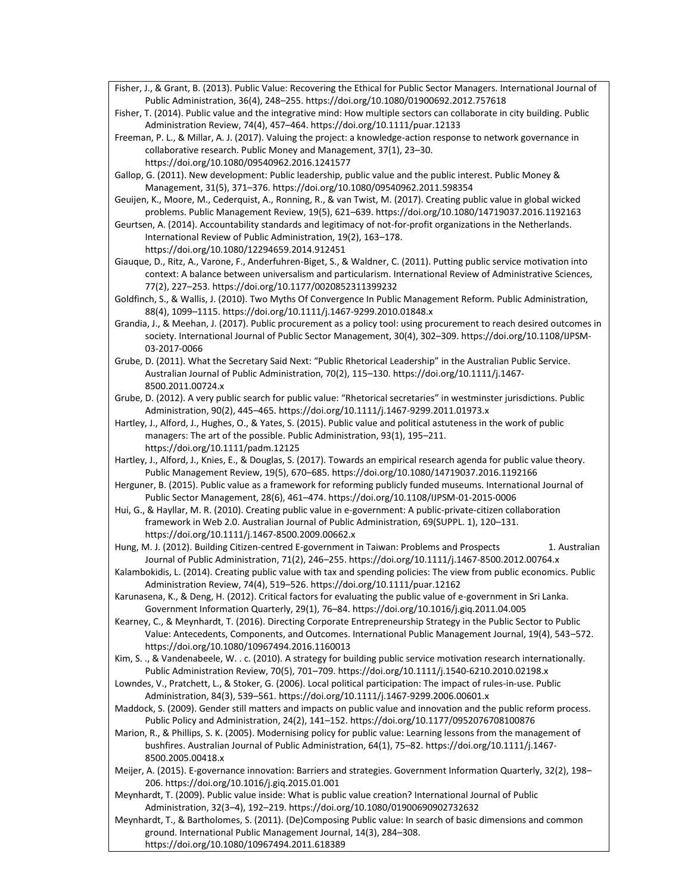Fisher, J., & Grant, B. (2013). Public Value: Recovering the Ethical for Public Sector Managers. International Journal of Public Administration, 36(4), 248–255. https://doi.org/10.1080/01900692.2012.757618

Fisher, T. (2014). Public value and the integrative mind: How multiple sectors can collaborate in city building. Public Administration Review, 74(4), 457–464. https://doi.org/10.1111/puar.12133

Freeman, P. L., & Millar, A. J. (2017). Valuing the project: a knowledge-action response to network governance in collaborative research. Public Money and Management, 37(1), 23–30. https://doi.org/10.1080/09540962.2016.1241577

Gallop, G. (2011). New development: Public leadership, public value and the public interest. Public Money & Management, 31(5), 371–376. https://doi.org/10.1080/09540962.2011.598354

Geuijen, K., Moore, M., Cederquist, A., Ronning, R., & van Twist, M. (2017). Creating public value in global wicked problems. Public Management Review, 19(5), 621–639. https://doi.org/10.1080/14719037.2016.1192163

Geurtsen, A. (2014). Accountability standards and legitimacy of not-for-profit organizations in the Netherlands. International Review of Public Administration, 19(2), 163–178. https://doi.org/10.1080/12294659.2014.912451

Giauque, D., Ritz, A., Varone, F., Anderfuhren-Biget, S., & Waldner, C. (2011). Putting public service motivation into context: A balance between universalism and particularism. International Review of Administrative Sciences, 77(2), 227–253. https://doi.org/10.1177/0020852311399232

Goldfinch, S., & Wallis, J. (2010). Two Myths Of Convergence In Public Management Reform. Public Administration, 88(4), 1099–1115. https://doi.org/10.1111/j.1467-9299.2010.01848.x

Grandia, J., & Meehan, J. (2017). Public procurement as a policy tool: using procurement to reach desired outcomes in society. International Journal of Public Sector Management, 30(4), 302–309. https://doi.org/10.1108/IJPSM-03-2017-0066

Grube, D. (2011). What the Secretary Said Next: "Public Rhetorical Leadership" in the Australian Public Service. Australian Journal of Public Administration, 70(2), 115–130. https://doi.org/10.1111/j.1467-8500.2011.00724.x

Grube, D. (2012). A very public search for public value: "Rhetorical secretaries" in westminster jurisdictions. Public Administration, 90(2), 445–465. https://doi.org/10.1111/j.1467-9299.2011.01973.x

Hartley, J., Alford, J., Hughes, O., & Yates, S. (2015). Public value and political astuteness in the work of public managers: The art of the possible. Public Administration, 93(1), 195–211. https://doi.org/10.1111/padm.12125

Hartley, J., Alford, J., Knies, E., & Douglas, S. (2017). Towards an empirical research agenda for public value theory. Public Management Review, 19(5), 670–685. https://doi.org/10.1080/14719037.2016.1192166

Herguner, B. (2015). Public value as a framework for reforming publicly funded museums. International Journal of Public Sector Management, 28(6), 461–474. https://doi.org/10.1108/IJPSM-01-2015-0006

Hui, G., & Hayllar, M. R. (2010). Creating public value in e-government: A public-private-citizen collaboration framework in Web 2.0. Australian Journal of Public Administration, 69(SUPPL. 1), 120–131. https://doi.org/10.1111/j.1467-8500.2009.00662.x

Hung, M. J. (2012). Building Citizen-centred E-government in Taiwan: Problems and Prospects 1. Australian Journal of Public Administration, 71(2), 246–255. https://doi.org/10.1111/j.1467-8500.2012.00764.x

Kalambokidis, L. (2014). Creating public value with tax and spending policies: The view from public economics. Public Administration Review, 74(4), 519–526. https://doi.org/10.1111/puar.12162

Karunasena, K., & Deng, H. (2012). Critical factors for evaluating the public value of e-government in Sri Lanka. Government Information Quarterly, 29(1), 76–84. https://doi.org/10.1016/j.giq.2011.04.005

Kearney, C., & Meynhardt, T. (2016). Directing Corporate Entrepreneurship Strategy in the Public Sector to Public Value: Antecedents, Components, and Outcomes. International Public Management Journal, 19(4), 543–572. https://doi.org/10.1080/10967494.2016.1160013

Kim, S. ., & Vandenabeele, W. . c. (2010). A strategy for building public service motivation research internationally. Public Administration Review, 70(5), 701–709. https://doi.org/10.1111/j.1540-6210.2010.02198.x

Lowndes, V., Pratchett, L., & Stoker, G. (2006). Local political participation: The impact of rules-in-use. Public Administration, 84(3), 539–561. https://doi.org/10.1111/j.1467-9299.2006.00601.x

Maddock, S. (2009). Gender still matters and impacts on public value and innovation and the public reform process. Public Policy and Administration, 24(2), 141–152. https://doi.org/10.1177/0952076708100876

Marion, R., & Phillips, S. K. (2005). Modernising policy for public value: Learning lessons from the management of bushfires. Australian Journal of Public Administration, 64(1), 75–82. https://doi.org/10.1111/j.1467-8500.2005.00418.x

Meijer, A. (2015). E-governance innovation: Barriers and strategies. Government Information Quarterly, 32(2), 198–206. https://doi.org/10.1016/j.giq.2015.01.001

Meynhardt, T. (2009). Public value inside: What is public value creation? International Journal of Public Administration, 32(3–4), 192–219. https://doi.org/10.1080/01900690902732632

Meynhardt, T., & Bartholomes, S. (2011). (De)Composing Public value: In search of basic dimensions and common ground. International Public Management Journal, 14(3), 284–308. https://doi.org/10.1080/10967494.2011.618389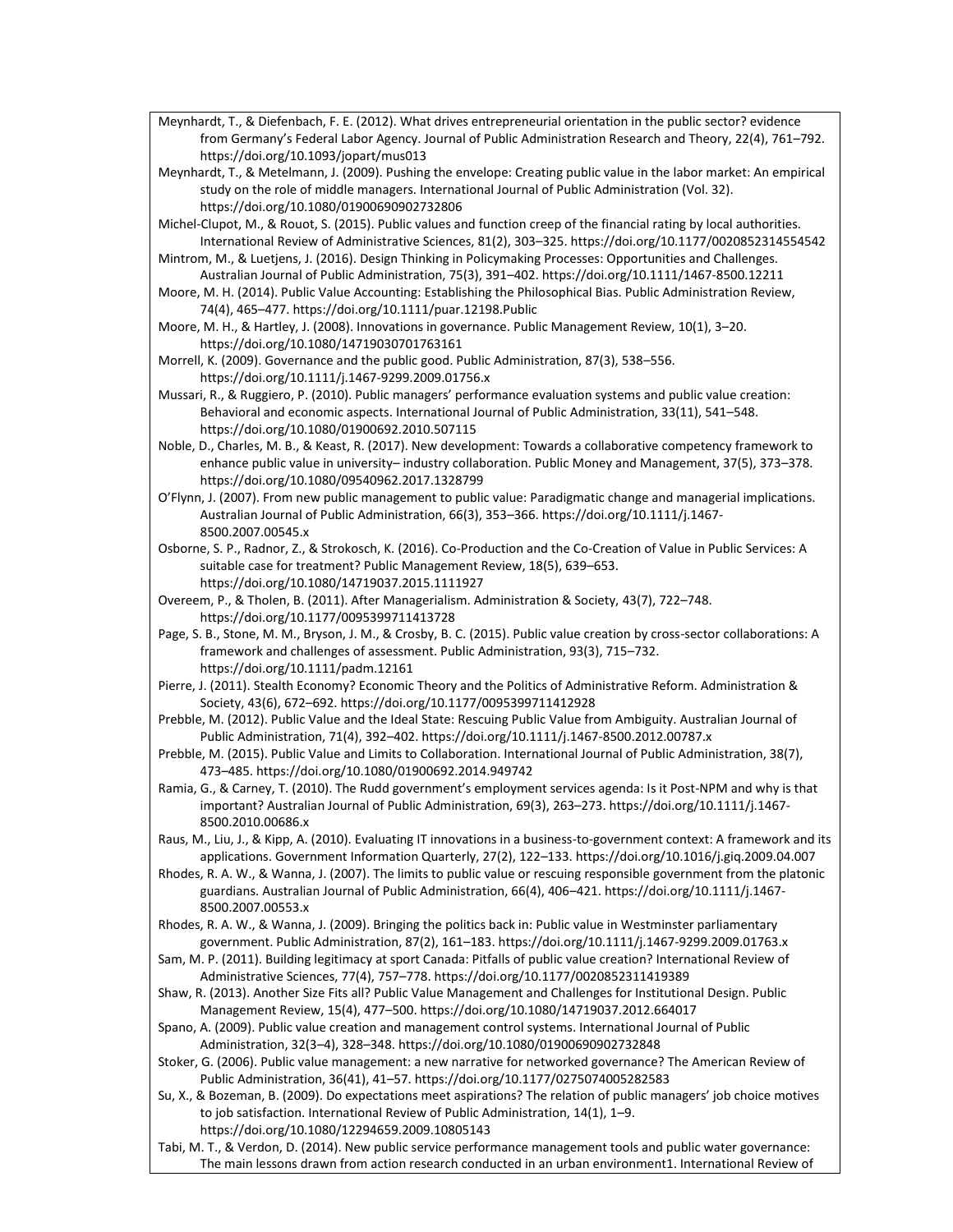Meynhardt, T., & Diefenbach, F. E. (2012). What drives entrepreneurial orientation in the public sector? evidence from Germany's Federal Labor Agency. Journal of Public Administration Research and Theory, 22(4), 761–792. https://doi.org/10.1093/jopart/mus013

Meynhardt, T., & Metelmann, J. (2009). Pushing the envelope: Creating public value in the labor market: An empirical study on the role of middle managers. International Journal of Public Administration (Vol. 32). https://doi.org/10.1080/01900690902732806

Michel-Clupot, M., & Rouot, S. (2015). Public values and function creep of the financial rating by local authorities. International Review of Administrative Sciences, 81(2), 303–325. https://doi.org/10.1177/0020852314554542

Mintrom, M., & Luetjens, J. (2016). Design Thinking in Policymaking Processes: Opportunities and Challenges. Australian Journal of Public Administration, 75(3), 391–402. https://doi.org/10.1111/1467-8500.12211

Moore, M. H. (2014). Public Value Accounting: Establishing the Philosophical Bias. Public Administration Review, 74(4), 465–477. https://doi.org/10.1111/puar.12198.Public

Moore, M. H., & Hartley, J. (2008). Innovations in governance. Public Management Review, 10(1), 3–20. https://doi.org/10.1080/14719030701763161

Morrell, K. (2009). Governance and the public good. Public Administration, 87(3), 538–556. https://doi.org/10.1111/j.1467-9299.2009.01756.x

Mussari, R., & Ruggiero, P. (2010). Public managers' performance evaluation systems and public value creation: Behavioral and economic aspects. International Journal of Public Administration, 33(11), 541–548. https://doi.org/10.1080/01900692.2010.507115

Noble, D., Charles, M. B., & Keast, R. (2017). New development: Towards a collaborative competency framework to enhance public value in university– industry collaboration. Public Money and Management, 37(5), 373–378. https://doi.org/10.1080/09540962.2017.1328799

O'Flynn, J. (2007). From new public management to public value: Paradigmatic change and managerial implications. Australian Journal of Public Administration, 66(3), 353–366. https://doi.org/10.1111/j.1467-8500.2007.00545.x

Osborne, S. P., Radnor, Z., & Strokosch, K. (2016). Co-Production and the Co-Creation of Value in Public Services: A suitable case for treatment? Public Management Review, 18(5), 639–653. https://doi.org/10.1080/14719037.2015.1111927

Overeem, P., & Tholen, B. (2011). After Managerialism. Administration & Society, 43(7), 722–748. https://doi.org/10.1177/0095399711413728

Page, S. B., Stone, M. M., Bryson, J. M., & Crosby, B. C. (2015). Public value creation by cross-sector collaborations: A framework and challenges of assessment. Public Administration, 93(3), 715–732. https://doi.org/10.1111/padm.12161

Pierre, J. (2011). Stealth Economy? Economic Theory and the Politics of Administrative Reform. Administration & Society, 43(6), 672–692. https://doi.org/10.1177/0095399711412928

Prebble, M. (2012). Public Value and the Ideal State: Rescuing Public Value from Ambiguity. Australian Journal of Public Administration, 71(4), 392–402. https://doi.org/10.1111/j.1467-8500.2012.00787.x

Prebble, M. (2015). Public Value and Limits to Collaboration. International Journal of Public Administration, 38(7), 473–485. https://doi.org/10.1080/01900692.2014.949742

Ramia, G., & Carney, T. (2010). The Rudd government's employment services agenda: Is it Post-NPM and why is that important? Australian Journal of Public Administration, 69(3), 263–273. https://doi.org/10.1111/j.1467-8500.2010.00686.x

Raus, M., Liu, J., & Kipp, A. (2010). Evaluating IT innovations in a business-to-government context: A framework and its applications. Government Information Quarterly, 27(2), 122–133. https://doi.org/10.1016/j.giq.2009.04.007

Rhodes, R. A. W., & Wanna, J. (2007). The limits to public value or rescuing responsible government from the platonic guardians. Australian Journal of Public Administration, 66(4), 406–421. https://doi.org/10.1111/j.1467-8500.2007.00553.x

Rhodes, R. A. W., & Wanna, J. (2009). Bringing the politics back in: Public value in Westminster parliamentary government. Public Administration, 87(2), 161–183. https://doi.org/10.1111/j.1467-9299.2009.01763.x

Sam, M. P. (2011). Building legitimacy at sport Canada: Pitfalls of public value creation? International Review of Administrative Sciences, 77(4), 757–778. https://doi.org/10.1177/0020852311419389

Shaw, R. (2013). Another Size Fits all? Public Value Management and Challenges for Institutional Design. Public Management Review, 15(4), 477–500. https://doi.org/10.1080/14719037.2012.664017

Spano, A. (2009). Public value creation and management control systems. International Journal of Public Administration, 32(3–4), 328–348. https://doi.org/10.1080/01900690902732848

Stoker, G. (2006). Public value management: a new narrative for networked governance? The American Review of Public Administration, 36(41), 41–57. https://doi.org/10.1177/0275074005282583

Su, X., & Bozeman, B. (2009). Do expectations meet aspirations? The relation of public managers' job choice motives to job satisfaction. International Review of Public Administration, 14(1), 1–9. https://doi.org/10.1080/12294659.2009.10805143

Tabi, M. T., & Verdon, D. (2014). New public service performance management tools and public water governance: The main lessons drawn from action research conducted in an urban environment1. International Review of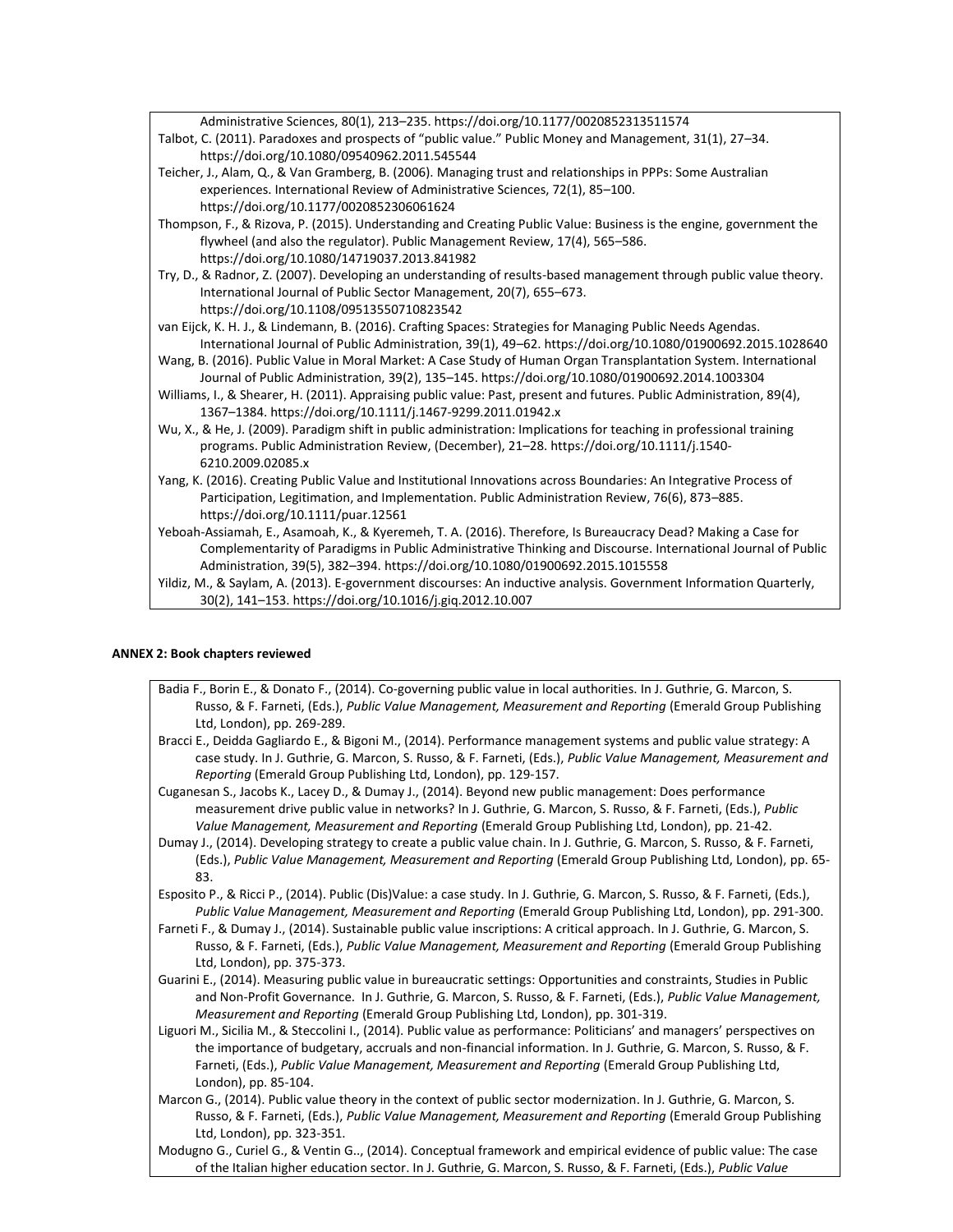Administrative Sciences, 80(1), 213–235. https://doi.org/10.1177/0020852313511574

Talbot, C. (2011). Paradoxes and prospects of "public value." Public Money and Management, 31(1), 27–34. https://doi.org/10.1080/09540962.2011.545544

Teicher, J., Alam, Q., & Van Gramberg, B. (2006). Managing trust and relationships in PPPs: Some Australian experiences. International Review of Administrative Sciences, 72(1), 85–100. https://doi.org/10.1177/0020852306061624

Thompson, F., & Rizova, P. (2015). Understanding and Creating Public Value: Business is the engine, government the flywheel (and also the regulator). Public Management Review, 17(4), 565–586. https://doi.org/10.1080/14719037.2013.841982

Try, D., & Radnor, Z. (2007). Developing an understanding of results-based management through public value theory. International Journal of Public Sector Management, 20(7), 655–673. https://doi.org/10.1108/09513550710823542

van Eijck, K. H. J., & Lindemann, B. (2016). Crafting Spaces: Strategies for Managing Public Needs Agendas. International Journal of Public Administration, 39(1), 49–62. https://doi.org/10.1080/01900692.2015.1028640

Wang, B. (2016). Public Value in Moral Market: A Case Study of Human Organ Transplantation System. International Journal of Public Administration, 39(2), 135–145. https://doi.org/10.1080/01900692.2014.1003304

Williams, I., & Shearer, H. (2011). Appraising public value: Past, present and futures. Public Administration, 89(4), 1367–1384. https://doi.org/10.1111/j.1467-9299.2011.01942.x

Wu, X., & He, J. (2009). Paradigm shift in public administration: Implications for teaching in professional training programs. Public Administration Review, (December), 21–28. https://doi.org/10.1111/j.1540-6210.2009.02085.x

Yang, K. (2016). Creating Public Value and Institutional Innovations across Boundaries: An Integrative Process of Participation, Legitimation, and Implementation. Public Administration Review, 76(6), 873–885. https://doi.org/10.1111/puar.12561

Yeboah-Assiamah, E., Asamoah, K., & Kyeremeh, T. A. (2016). Therefore, Is Bureaucracy Dead? Making a Case for Complementarity of Paradigms in Public Administrative Thinking and Discourse. International Journal of Public Administration, 39(5), 382–394. https://doi.org/10.1080/01900692.2015.1015558

Yildiz, M., & Saylam, A. (2013). E-government discourses: An inductive analysis. Government Information Quarterly, 30(2), 141–153. https://doi.org/10.1016/j.giq.2012.10.007

**ANNEX 2: Book chapters reviewed**

Badia F., Borin E., & Donato F., (2014). Co-governing public value in local authorities. In J. Guthrie, G. Marcon, S. Russo, & F. Farneti, (Eds.), *Public Value Management, Measurement and Reporting* (Emerald Group Publishing Ltd, London), pp. 269-289.

Bracci E., Deidda Gagliardo E., & Bigoni M., (2014). Performance management systems and public value strategy: A case study. In J. Guthrie, G. Marcon, S. Russo, & F. Farneti, (Eds.), *Public Value Management, Measurement and Reporting* (Emerald Group Publishing Ltd, London), pp. 129-157.

Cuganesan S., Jacobs K., Lacey D., & Dumay J., (2014). Beyond new public management: Does performance measurement drive public value in networks? In J. Guthrie, G. Marcon, S. Russo, & F. Farneti, (Eds.), *Public Value Management, Measurement and Reporting* (Emerald Group Publishing Ltd, London), pp. 21-42.

Dumay J., (2014). Developing strategy to create a public value chain. In J. Guthrie, G. Marcon, S. Russo, & F. Farneti, (Eds.), *Public Value Management, Measurement and Reporting* (Emerald Group Publishing Ltd, London), pp. 65-83.

Esposito P., & Ricci P., (2014). Public (Dis)Value: a case study. In J. Guthrie, G. Marcon, S. Russo, & F. Farneti, (Eds.), *Public Value Management, Measurement and Reporting* (Emerald Group Publishing Ltd, London), pp. 291-300.

Farneti F., & Dumay J., (2014). Sustainable public value inscriptions: A critical approach. In J. Guthrie, G. Marcon, S. Russo, & F. Farneti, (Eds.), *Public Value Management, Measurement and Reporting* (Emerald Group Publishing Ltd, London), pp. 375-373.

Guarini E., (2014). Measuring public value in bureaucratic settings: Opportunities and constraints, Studies in Public and Non-Profit Governance. In J. Guthrie, G. Marcon, S. Russo, & F. Farneti, (Eds.), *Public Value Management, Measurement and Reporting* (Emerald Group Publishing Ltd, London), pp. 301-319.

Liguori M., Sicilia M., & Steccolini I., (2014). Public value as performance: Politicians' and managers' perspectives on the importance of budgetary, accruals and non-financial information. In J. Guthrie, G. Marcon, S. Russo, & F. Farneti, (Eds.), *Public Value Management, Measurement and Reporting* (Emerald Group Publishing Ltd, London), pp. 85-104.

Marcon G., (2014). Public value theory in the context of public sector modernization. In J. Guthrie, G. Marcon, S. Russo, & F. Farneti, (Eds.), *Public Value Management, Measurement and Reporting* (Emerald Group Publishing Ltd, London), pp. 323-351.

Modugno G., Curiel G., & Ventin G.., (2014). Conceptual framework and empirical evidence of public value: The case of the Italian higher education sector. In J. Guthrie, G. Marcon, S. Russo, & F. Farneti, (Eds.), *Public Value*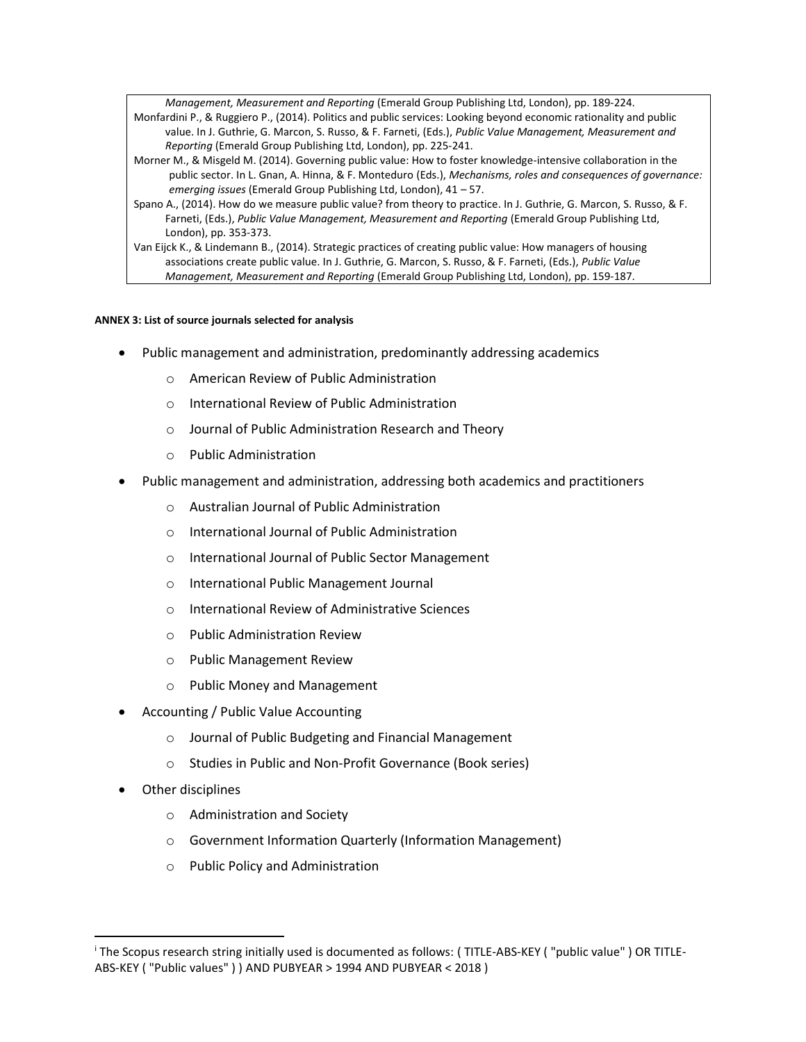*Management, Measurement and Reporting* (Emerald Group Publishing Ltd, London), pp. 189-224.

Monfardini P., & Ruggiero P., (2014). Politics and public services: Looking beyond economic rationality and public value. In J. Guthrie, G. Marcon, S. Russo, & F. Farneti, (Eds.), *Public Value Management, Measurement and Reporting* (Emerald Group Publishing Ltd, London), pp. 225-241.

Morner M., & Misgeld M. (2014). Governing public value: How to foster knowledge-intensive collaboration in the public sector. In L. Gnan, A. Hinna, & F. Monteduro (Eds.), *Mechanisms, roles and consequences of governance: emerging issues* (Emerald Group Publishing Ltd, London), 41 – 57.

Spano A., (2014). How do we measure public value? from theory to practice. In J. Guthrie, G. Marcon, S. Russo, & F. Farneti, (Eds.), *Public Value Management, Measurement and Reporting* (Emerald Group Publishing Ltd, London), pp. 353-373.

Van Eijck K., & Lindemann B., (2014). Strategic practices of creating public value: How managers of housing associations create public value. In J. Guthrie, G. Marcon, S. Russo, & F. Farneti, (Eds.), *Public Value Management, Measurement and Reporting* (Emerald Group Publishing Ltd, London), pp. 159-187.

**ANNEX 3: List of source journals selected for analysis**

- Public management and administration, predominantly addressing academics
  - American Review of Public Administration
  - International Review of Public Administration
  - Journal of Public Administration Research and Theory
  - Public Administration
- Public management and administration, addressing both academics and practitioners
  - Australian Journal of Public Administration
  - International Journal of Public Administration
  - International Journal of Public Sector Management
  - International Public Management Journal
  - International Review of Administrative Sciences
  - Public Administration Review
  - Public Management Review
  - Public Money and Management
- Accounting / Public Value Accounting
  - Journal of Public Budgeting and Financial Management
  - Studies in Public and Non-Profit Governance (Book series)
- Other disciplines
  - Administration and Society
  - Government Information Quarterly (Information Management)
  - Public Policy and Administration

---

[i] The Scopus research string initially used is documented as follows: ( TITLE-ABS-KEY ( "public value" ) OR TITLE-ABS-KEY ( "Public values" ) ) AND PUBYEAR > 1994 AND PUBYEAR < 2018 )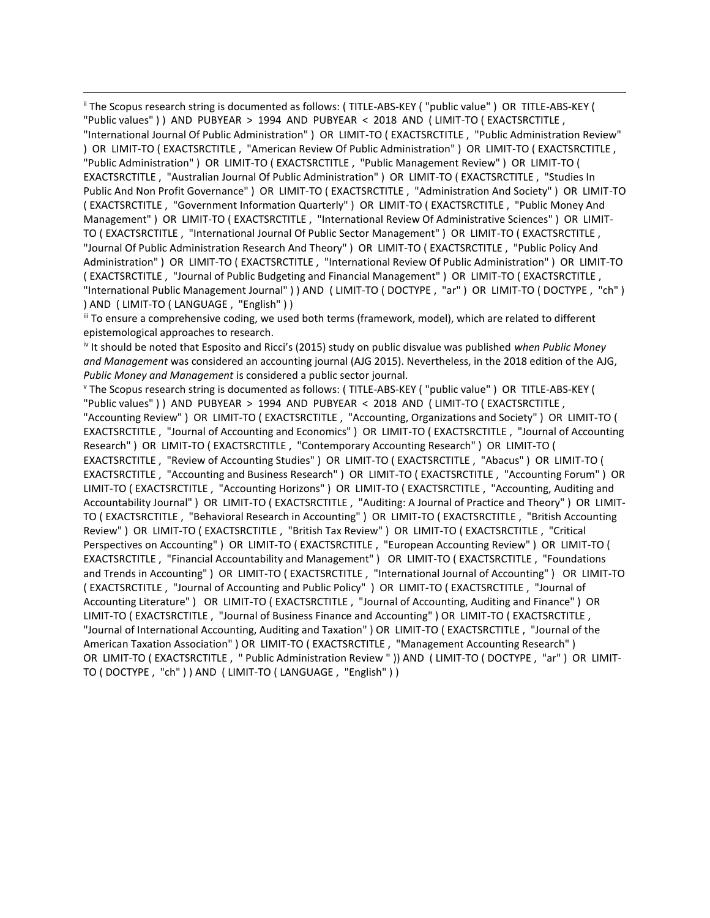[ii] The Scopus research string is documented as follows: ( TITLE-ABS-KEY ( "public value" ) OR TITLE-ABS-KEY ( "Public values" ) ) AND PUBYEAR > 1994 AND PUBYEAR < 2018 AND ( LIMIT-TO ( EXACTSRCTITLE , "International Journal Of Public Administration" ) OR LIMIT-TO ( EXACTSRCTITLE , "Public Administration Review" ) OR LIMIT-TO ( EXACTSRCTITLE , "American Review Of Public Administration" ) OR LIMIT-TO ( EXACTSRCTITLE , "Public Administration" ) OR LIMIT-TO ( EXACTSRCTITLE , "Public Management Review" ) OR LIMIT-TO ( EXACTSRCTITLE , "Australian Journal Of Public Administration" ) OR LIMIT-TO ( EXACTSRCTITLE , "Studies In Public And Non Profit Governance" ) OR LIMIT-TO ( EXACTSRCTITLE , "Administration And Society" ) OR LIMIT-TO ( EXACTSRCTITLE , "Government Information Quarterly" ) OR LIMIT-TO ( EXACTSRCTITLE , "Public Money And Management" ) OR LIMIT-TO ( EXACTSRCTITLE , "International Review Of Administrative Sciences" ) OR LIMIT-TO ( EXACTSRCTITLE , "International Journal Of Public Sector Management" ) OR LIMIT-TO ( EXACTSRCTITLE , "Journal Of Public Administration Research And Theory" ) OR LIMIT-TO ( EXACTSRCTITLE , "Public Policy And Administration" ) OR LIMIT-TO ( EXACTSRCTITLE , "International Review Of Public Administration" ) OR LIMIT-TO ( EXACTSRCTITLE , "Journal of Public Budgeting and Financial Management" ) OR LIMIT-TO ( EXACTSRCTITLE , "International Public Management Journal" ) ) AND ( LIMIT-TO ( DOCTYPE , "ar" ) OR LIMIT-TO ( DOCTYPE , "ch" ) ) AND ( LIMIT-TO ( LANGUAGE , "English" ) )

[iii] To ensure a comprehensive coding, we used both terms (framework, model), which are related to different epistemological approaches to research.

[iv] It should be noted that Esposito and Ricci's (2015) study on public disvalue was published *when Public Money and Management* was considered an accounting journal (AJG 2015). Nevertheless, in the 2018 edition of the AJG, *Public Money and Management* is considered a public sector journal.

[v] The Scopus research string is documented as follows: ( TITLE-ABS-KEY ( "public value" ) OR TITLE-ABS-KEY ( "Public values" ) ) AND PUBYEAR > 1994 AND PUBYEAR < 2018 AND ( LIMIT-TO ( EXACTSRCTITLE , "Accounting Review" ) OR LIMIT-TO ( EXACTSRCTITLE , "Accounting, Organizations and Society" ) OR LIMIT-TO ( EXACTSRCTITLE , "Journal of Accounting and Economics" ) OR LIMIT-TO ( EXACTSRCTITLE , "Journal of Accounting Research" ) OR LIMIT-TO ( EXACTSRCTITLE , "Contemporary Accounting Research" ) OR LIMIT-TO ( EXACTSRCTITLE , "Review of Accounting Studies" ) OR LIMIT-TO ( EXACTSRCTITLE , "Abacus" ) OR LIMIT-TO ( EXACTSRCTITLE , "Accounting and Business Research" ) OR LIMIT-TO ( EXACTSRCTITLE , "Accounting Forum" ) OR LIMIT-TO ( EXACTSRCTITLE , "Accounting Horizons" ) OR LIMIT-TO ( EXACTSRCTITLE , "Accounting, Auditing and Accountability Journal" ) OR LIMIT-TO ( EXACTSRCTITLE , "Auditing: A Journal of Practice and Theory" ) OR LIMIT-TO ( EXACTSRCTITLE , "Behavioral Research in Accounting" ) OR LIMIT-TO ( EXACTSRCTITLE , "British Accounting Review" ) OR LIMIT-TO ( EXACTSRCTITLE , "British Tax Review" ) OR LIMIT-TO ( EXACTSRCTITLE , "Critical Perspectives on Accounting" ) OR LIMIT-TO ( EXACTSRCTITLE , "European Accounting Review" ) OR LIMIT-TO ( EXACTSRCTITLE , "Financial Accountability and Management" ) OR LIMIT-TO ( EXACTSRCTITLE , "Foundations and Trends in Accounting" ) OR LIMIT-TO ( EXACTSRCTITLE , "International Journal of Accounting" ) OR LIMIT-TO ( EXACTSRCTITLE , "Journal of Accounting and Public Policy" ) OR LIMIT-TO ( EXACTSRCTITLE , "Journal of Accounting Literature" ) OR LIMIT-TO ( EXACTSRCTITLE , "Journal of Accounting, Auditing and Finance" ) OR LIMIT-TO ( EXACTSRCTITLE , "Journal of Business Finance and Accounting" ) OR LIMIT-TO ( EXACTSRCTITLE , "Journal of International Accounting, Auditing and Taxation" ) OR LIMIT-TO ( EXACTSRCTITLE , "Journal of the American Taxation Association" ) OR LIMIT-TO ( EXACTSRCTITLE , "Management Accounting Research" ) OR LIMIT-TO ( EXACTSRCTITLE , " Public Administration Review " )) AND ( LIMIT-TO ( DOCTYPE , "ar" ) OR LIMIT-TO ( DOCTYPE , "ch" ) ) AND ( LIMIT-TO ( LANGUAGE , "English" ) )